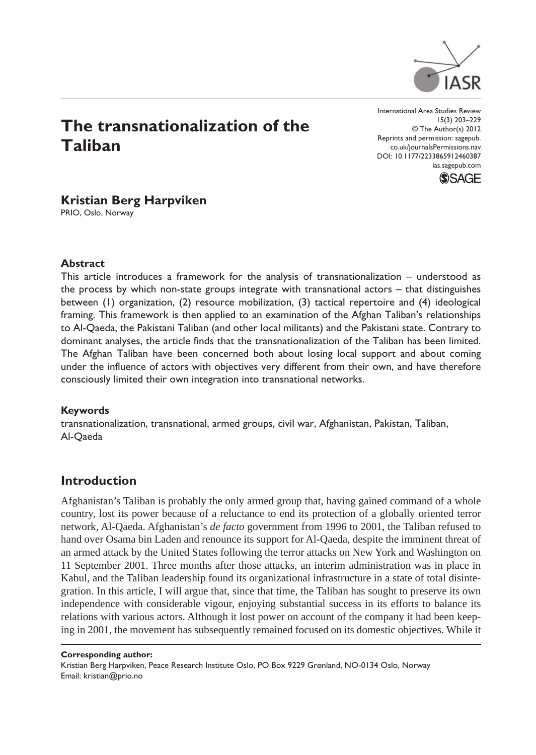# The transnationalization of the Taliban

**Kristian Berg Harpviken**

PRIO, Oslo, Norway

International Area Studies Review
15(3) 203–229
© The Author(s) 2012
Reprints and permission: sagepub.co.uk/journalsPermissions.nav
DOI: 10.1177/2233865912460387
ias.sagepub.com

### Abstract

This article introduces a framework for the analysis of transnationalization – understood as the process by which non-state groups integrate with transnational actors – that distinguishes between (1) organization, (2) resource mobilization, (3) tactical repertoire and (4) ideological framing. This framework is then applied to an examination of the Afghan Taliban's relationships to Al-Qaeda, the Pakistani Taliban (and other local militants) and the Pakistani state. Contrary to dominant analyses, the article finds that the transnationalization of the Taliban has been limited. The Afghan Taliban have been concerned both about losing local support and about coming under the influence of actors with objectives very different from their own, and have therefore consciously limited their own integration into transnational networks.

### Keywords

transnationalization, transnational, armed groups, civil war, Afghanistan, Pakistan, Taliban, Al-Qaeda

## Introduction

Afghanistan's Taliban is probably the only armed group that, having gained command of a whole country, lost its power because of a reluctance to end its protection of a globally oriented terror network, Al-Qaeda. Afghanistan's *de facto* government from 1996 to 2001, the Taliban refused to hand over Osama bin Laden and renounce its support for Al-Qaeda, despite the imminent threat of an armed attack by the United States following the terror attacks on New York and Washington on 11 September 2001. Three months after those attacks, an interim administration was in place in Kabul, and the Taliban leadership found its organizational infrastructure in a state of total disintegration. In this article, I will argue that, since that time, the Taliban has sought to preserve its own independence with considerable vigour, enjoying substantial success in its efforts to balance its relations with various actors. Although it lost power on account of the company it had been keeping in 2001, the movement has subsequently remained focused on its domestic objectives. While it

**Corresponding author:**
Kristian Berg Harpviken, Peace Research Institute Oslo, PO Box 9229 Grønland, NO-0134 Oslo, Norway
Email: kristian@prio.no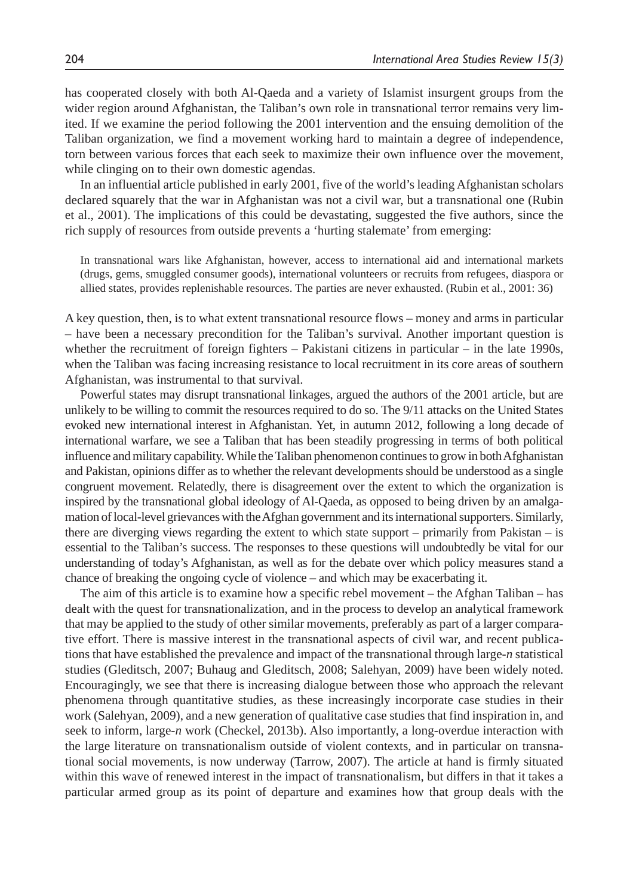has cooperated closely with both Al-Qaeda and a variety of Islamist insurgent groups from the wider region around Afghanistan, the Taliban's own role in transnational terror remains very limited. If we examine the period following the 2001 intervention and the ensuing demolition of the Taliban organization, we find a movement working hard to maintain a degree of independence, torn between various forces that each seek to maximize their own influence over the movement, while clinging on to their own domestic agendas.

In an influential article published in early 2001, five of the world's leading Afghanistan scholars declared squarely that the war in Afghanistan was not a civil war, but a transnational one (Rubin et al., 2001). The implications of this could be devastating, suggested the five authors, since the rich supply of resources from outside prevents a 'hurting stalemate' from emerging:

> In transnational wars like Afghanistan, however, access to international aid and international markets (drugs, gems, smuggled consumer goods), international volunteers or recruits from refugees, diaspora or allied states, provides replenishable resources. The parties are never exhausted. (Rubin et al., 2001: 36)

A key question, then, is to what extent transnational resource flows – money and arms in particular – have been a necessary precondition for the Taliban's survival. Another important question is whether the recruitment of foreign fighters – Pakistani citizens in particular – in the late 1990s, when the Taliban was facing increasing resistance to local recruitment in its core areas of southern Afghanistan, was instrumental to that survival.

Powerful states may disrupt transnational linkages, argued the authors of the 2001 article, but are unlikely to be willing to commit the resources required to do so. The 9/11 attacks on the United States evoked new international interest in Afghanistan. Yet, in autumn 2012, following a long decade of international warfare, we see a Taliban that has been steadily progressing in terms of both political influence and military capability. While the Taliban phenomenon continues to grow in both Afghanistan and Pakistan, opinions differ as to whether the relevant developments should be understood as a single congruent movement. Relatedly, there is disagreement over the extent to which the organization is inspired by the transnational global ideology of Al-Qaeda, as opposed to being driven by an amalgamation of local-level grievances with the Afghan government and its international supporters. Similarly, there are diverging views regarding the extent to which state support – primarily from Pakistan – is essential to the Taliban's success. The responses to these questions will undoubtedly be vital for our understanding of today's Afghanistan, as well as for the debate over which policy measures stand a chance of breaking the ongoing cycle of violence – and which may be exacerbating it.

The aim of this article is to examine how a specific rebel movement – the Afghan Taliban – has dealt with the quest for transnationalization, and in the process to develop an analytical framework that may be applied to the study of other similar movements, preferably as part of a larger comparative effort. There is massive interest in the transnational aspects of civil war, and recent publications that have established the prevalence and impact of the transnational through large-*n* statistical studies (Gleditsch, 2007; Buhaug and Gleditsch, 2008; Salehyan, 2009) have been widely noted. Encouragingly, we see that there is increasing dialogue between those who approach the relevant phenomena through quantitative studies, as these increasingly incorporate case studies in their work (Salehyan, 2009), and a new generation of qualitative case studies that find inspiration in, and seek to inform, large-*n* work (Checkel, 2013b). Also importantly, a long-overdue interaction with the large literature on transnationalism outside of violent contexts, and in particular on transnational social movements, is now underway (Tarrow, 2007). The article at hand is firmly situated within this wave of renewed interest in the impact of transnationalism, but differs in that it takes a particular armed group as its point of departure and examines how that group deals with the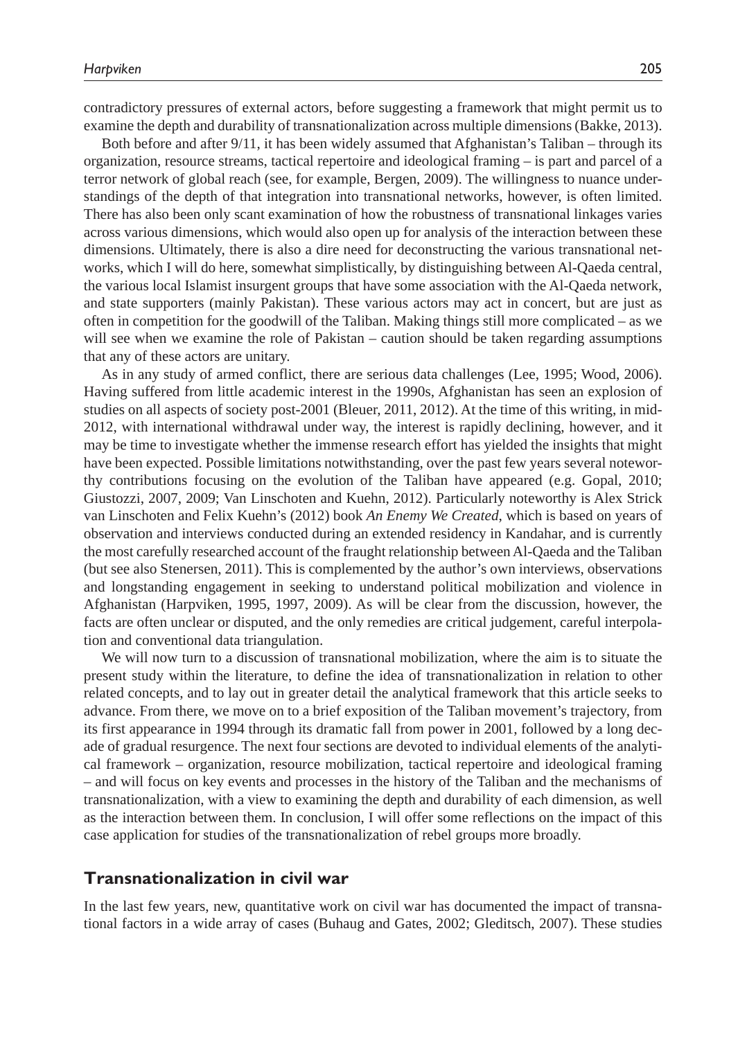contradictory pressures of external actors, before suggesting a framework that might permit us to examine the depth and durability of transnationalization across multiple dimensions (Bakke, 2013).

Both before and after 9/11, it has been widely assumed that Afghanistan's Taliban – through its organization, resource streams, tactical repertoire and ideological framing – is part and parcel of a terror network of global reach (see, for example, Bergen, 2009). The willingness to nuance understandings of the depth of that integration into transnational networks, however, is often limited. There has also been only scant examination of how the robustness of transnational linkages varies across various dimensions, which would also open up for analysis of the interaction between these dimensions. Ultimately, there is also a dire need for deconstructing the various transnational networks, which I will do here, somewhat simplistically, by distinguishing between Al-Qaeda central, the various local Islamist insurgent groups that have some association with the Al-Qaeda network, and state supporters (mainly Pakistan). These various actors may act in concert, but are just as often in competition for the goodwill of the Taliban. Making things still more complicated – as we will see when we examine the role of Pakistan – caution should be taken regarding assumptions that any of these actors are unitary.

As in any study of armed conflict, there are serious data challenges (Lee, 1995; Wood, 2006). Having suffered from little academic interest in the 1990s, Afghanistan has seen an explosion of studies on all aspects of society post-2001 (Bleuer, 2011, 2012). At the time of this writing, in mid-2012, with international withdrawal under way, the interest is rapidly declining, however, and it may be time to investigate whether the immense research effort has yielded the insights that might have been expected. Possible limitations notwithstanding, over the past few years several noteworthy contributions focusing on the evolution of the Taliban have appeared (e.g. Gopal, 2010; Giustozzi, 2007, 2009; Van Linschoten and Kuehn, 2012). Particularly noteworthy is Alex Strick van Linschoten and Felix Kuehn's (2012) book *An Enemy We Created*, which is based on years of observation and interviews conducted during an extended residency in Kandahar, and is currently the most carefully researched account of the fraught relationship between Al-Qaeda and the Taliban (but see also Stenersen, 2011). This is complemented by the author's own interviews, observations and longstanding engagement in seeking to understand political mobilization and violence in Afghanistan (Harpviken, 1995, 1997, 2009). As will be clear from the discussion, however, the facts are often unclear or disputed, and the only remedies are critical judgement, careful interpolation and conventional data triangulation.

We will now turn to a discussion of transnational mobilization, where the aim is to situate the present study within the literature, to define the idea of transnationalization in relation to other related concepts, and to lay out in greater detail the analytical framework that this article seeks to advance. From there, we move on to a brief exposition of the Taliban movement's trajectory, from its first appearance in 1994 through its dramatic fall from power in 2001, followed by a long decade of gradual resurgence. The next four sections are devoted to individual elements of the analytical framework – organization, resource mobilization, tactical repertoire and ideological framing – and will focus on key events and processes in the history of the Taliban and the mechanisms of transnationalization, with a view to examining the depth and durability of each dimension, as well as the interaction between them. In conclusion, I will offer some reflections on the impact of this case application for studies of the transnationalization of rebel groups more broadly.

## Transnationalization in civil war

In the last few years, new, quantitative work on civil war has documented the impact of transnational factors in a wide array of cases (Buhaug and Gates, 2002; Gleditsch, 2007). These studies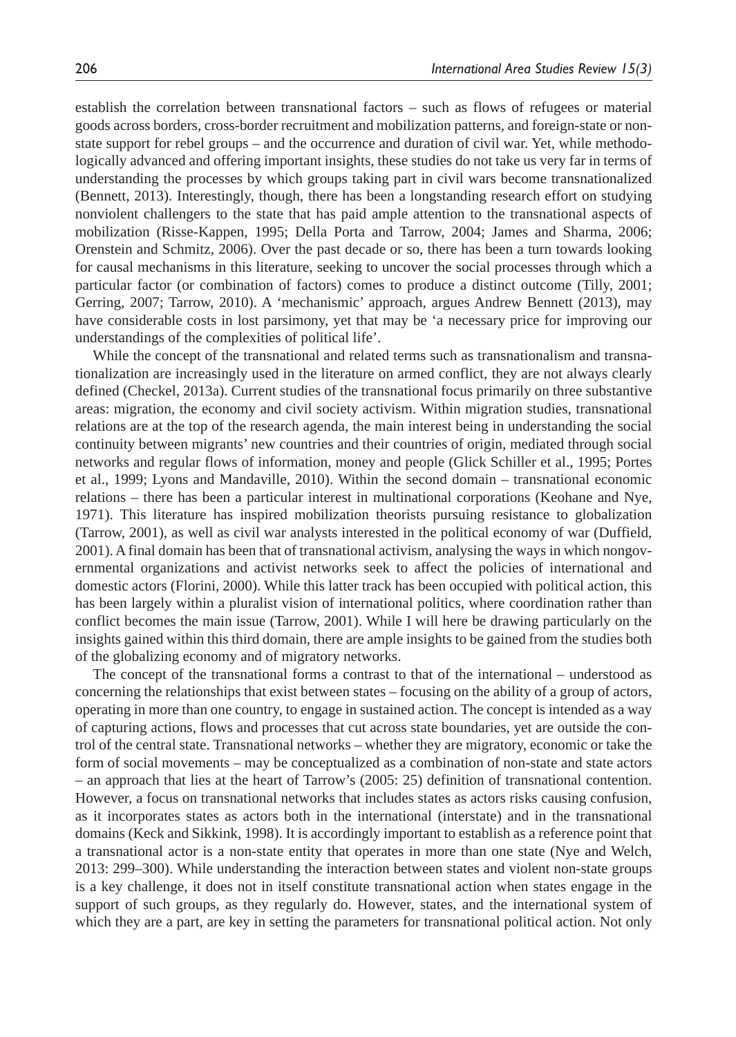establish the correlation between transnational factors – such as flows of refugees or material goods across borders, cross-border recruitment and mobilization patterns, and foreign-state or non-state support for rebel groups – and the occurrence and duration of civil war. Yet, while methodologically advanced and offering important insights, these studies do not take us very far in terms of understanding the processes by which groups taking part in civil wars become transnationalized (Bennett, 2013). Interestingly, though, there has been a longstanding research effort on studying nonviolent challengers to the state that has paid ample attention to the transnational aspects of mobilization (Risse-Kappen, 1995; Della Porta and Tarrow, 2004; James and Sharma, 2006; Orenstein and Schmitz, 2006). Over the past decade or so, there has been a turn towards looking for causal mechanisms in this literature, seeking to uncover the social processes through which a particular factor (or combination of factors) comes to produce a distinct outcome (Tilly, 2001; Gerring, 2007; Tarrow, 2010). A 'mechanismic' approach, argues Andrew Bennett (2013), may have considerable costs in lost parsimony, yet that may be 'a necessary price for improving our understandings of the complexities of political life'.

While the concept of the transnational and related terms such as transnationalism and transnationalization are increasingly used in the literature on armed conflict, they are not always clearly defined (Checkel, 2013a). Current studies of the transnational focus primarily on three substantive areas: migration, the economy and civil society activism. Within migration studies, transnational relations are at the top of the research agenda, the main interest being in understanding the social continuity between migrants' new countries and their countries of origin, mediated through social networks and regular flows of information, money and people (Glick Schiller et al., 1995; Portes et al., 1999; Lyons and Mandaville, 2010). Within the second domain – transnational economic relations – there has been a particular interest in multinational corporations (Keohane and Nye, 1971). This literature has inspired mobilization theorists pursuing resistance to globalization (Tarrow, 2001), as well as civil war analysts interested in the political economy of war (Duffield, 2001). A final domain has been that of transnational activism, analysing the ways in which nongovernmental organizations and activist networks seek to affect the policies of international and domestic actors (Florini, 2000). While this latter track has been occupied with political action, this has been largely within a pluralist vision of international politics, where coordination rather than conflict becomes the main issue (Tarrow, 2001). While I will here be drawing particularly on the insights gained within this third domain, there are ample insights to be gained from the studies both of the globalizing economy and of migratory networks.

The concept of the transnational forms a contrast to that of the international – understood as concerning the relationships that exist between states – focusing on the ability of a group of actors, operating in more than one country, to engage in sustained action. The concept is intended as a way of capturing actions, flows and processes that cut across state boundaries, yet are outside the control of the central state. Transnational networks – whether they are migratory, economic or take the form of social movements – may be conceptualized as a combination of non-state and state actors – an approach that lies at the heart of Tarrow's (2005: 25) definition of transnational contention. However, a focus on transnational networks that includes states as actors risks causing confusion, as it incorporates states as actors both in the international (interstate) and in the transnational domains (Keck and Sikkink, 1998). It is accordingly important to establish as a reference point that a transnational actor is a non-state entity that operates in more than one state (Nye and Welch, 2013: 299–300). While understanding the interaction between states and violent non-state groups is a key challenge, it does not in itself constitute transnational action when states engage in the support of such groups, as they regularly do. However, states, and the international system of which they are a part, are key in setting the parameters for transnational political action. Not only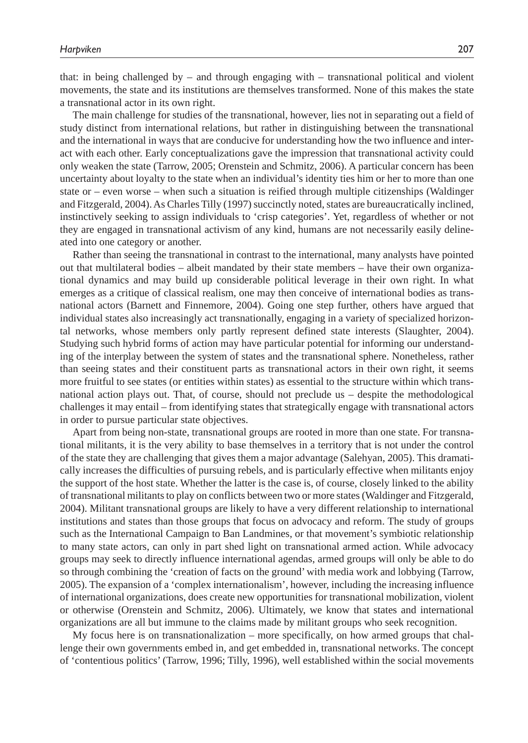that: in being challenged by – and through engaging with – transnational political and violent movements, the state and its institutions are themselves transformed. None of this makes the state a transnational actor in its own right.

The main challenge for studies of the transnational, however, lies not in separating out a field of study distinct from international relations, but rather in distinguishing between the transnational and the international in ways that are conducive for understanding how the two influence and interact with each other. Early conceptualizations gave the impression that transnational activity could only weaken the state (Tarrow, 2005; Orenstein and Schmitz, 2006). A particular concern has been uncertainty about loyalty to the state when an individual's identity ties him or her to more than one state or – even worse – when such a situation is reified through multiple citizenships (Waldinger and Fitzgerald, 2004). As Charles Tilly (1997) succinctly noted, states are bureaucratically inclined, instinctively seeking to assign individuals to 'crisp categories'. Yet, regardless of whether or not they are engaged in transnational activism of any kind, humans are not necessarily easily delineated into one category or another.

Rather than seeing the transnational in contrast to the international, many analysts have pointed out that multilateral bodies – albeit mandated by their state members – have their own organizational dynamics and may build up considerable political leverage in their own right. In what emerges as a critique of classical realism, one may then conceive of international bodies as transnational actors (Barnett and Finnemore, 2004). Going one step further, others have argued that individual states also increasingly act transnationally, engaging in a variety of specialized horizontal networks, whose members only partly represent defined state interests (Slaughter, 2004). Studying such hybrid forms of action may have particular potential for informing our understanding of the interplay between the system of states and the transnational sphere. Nonetheless, rather than seeing states and their constituent parts as transnational actors in their own right, it seems more fruitful to see states (or entities within states) as essential to the structure within which transnational action plays out. That, of course, should not preclude us – despite the methodological challenges it may entail – from identifying states that strategically engage with transnational actors in order to pursue particular state objectives.

Apart from being non-state, transnational groups are rooted in more than one state. For transnational militants, it is the very ability to base themselves in a territory that is not under the control of the state they are challenging that gives them a major advantage (Salehyan, 2005). This dramatically increases the difficulties of pursuing rebels, and is particularly effective when militants enjoy the support of the host state. Whether the latter is the case is, of course, closely linked to the ability of transnational militants to play on conflicts between two or more states (Waldinger and Fitzgerald, 2004). Militant transnational groups are likely to have a very different relationship to international institutions and states than those groups that focus on advocacy and reform. The study of groups such as the International Campaign to Ban Landmines, or that movement's symbiotic relationship to many state actors, can only in part shed light on transnational armed action. While advocacy groups may seek to directly influence international agendas, armed groups will only be able to do so through combining the 'creation of facts on the ground' with media work and lobbying (Tarrow, 2005). The expansion of a 'complex internationalism', however, including the increasing influence of international organizations, does create new opportunities for transnational mobilization, violent or otherwise (Orenstein and Schmitz, 2006). Ultimately, we know that states and international organizations are all but immune to the claims made by militant groups who seek recognition.

My focus here is on transnationalization – more specifically, on how armed groups that challenge their own governments embed in, and get embedded in, transnational networks. The concept of 'contentious politics' (Tarrow, 1996; Tilly, 1996), well established within the social movements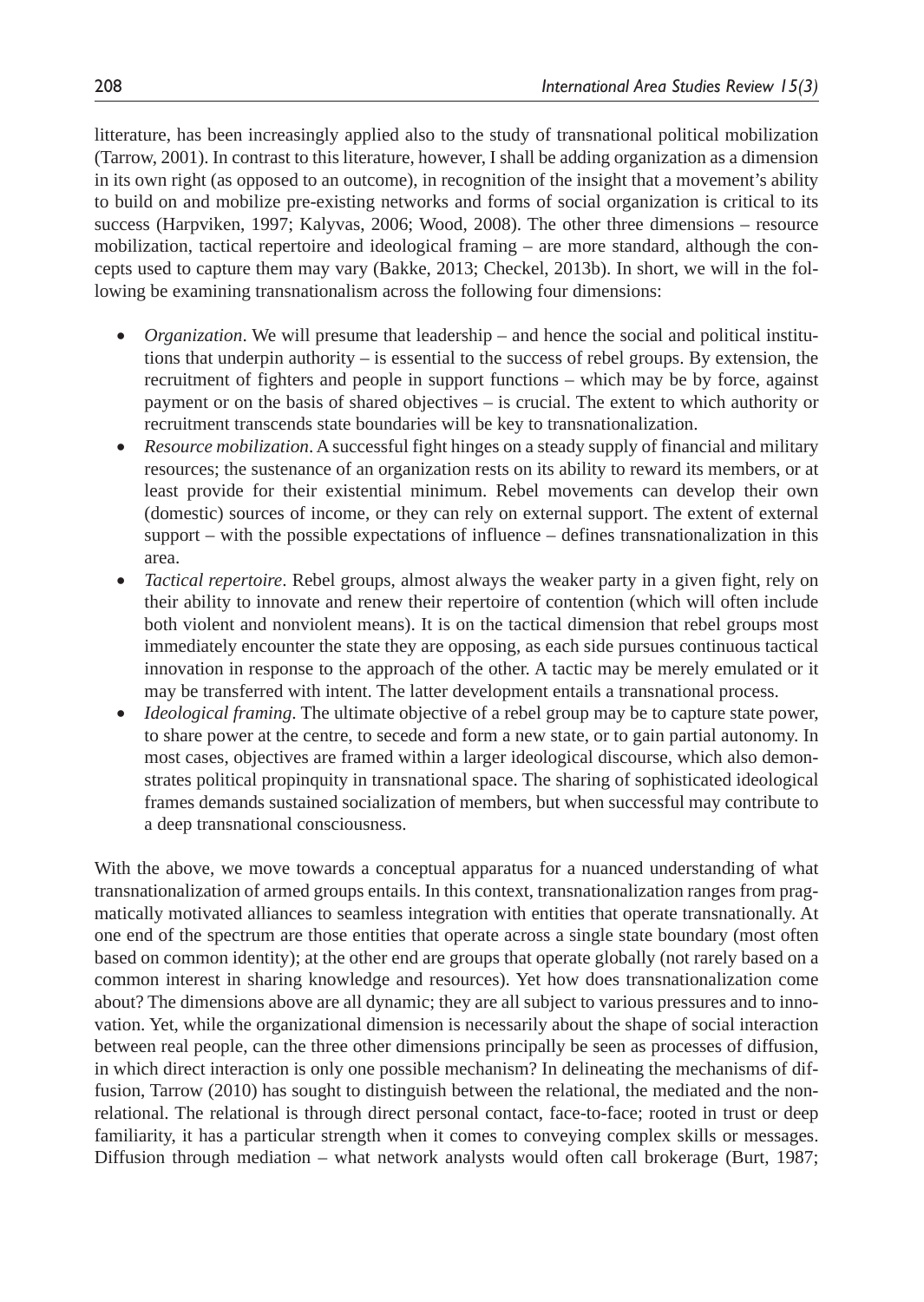litterature, has been increasingly applied also to the study of transnational political mobilization (Tarrow, 2001). In contrast to this literature, however, I shall be adding organization as a dimension in its own right (as opposed to an outcome), in recognition of the insight that a movement's ability to build on and mobilize pre-existing networks and forms of social organization is critical to its success (Harpviken, 1997; Kalyvas, 2006; Wood, 2008). The other three dimensions – resource mobilization, tactical repertoire and ideological framing – are more standard, although the concepts used to capture them may vary (Bakke, 2013; Checkel, 2013b). In short, we will in the following be examining transnationalism across the following four dimensions:

- *Organization*. We will presume that leadership – and hence the social and political institutions that underpin authority – is essential to the success of rebel groups. By extension, the recruitment of fighters and people in support functions – which may be by force, against payment or on the basis of shared objectives – is crucial. The extent to which authority or recruitment transcends state boundaries will be key to transnationalization.
- *Resource mobilization*. A successful fight hinges on a steady supply of financial and military resources; the sustenance of an organization rests on its ability to reward its members, or at least provide for their existential minimum. Rebel movements can develop their own (domestic) sources of income, or they can rely on external support. The extent of external support – with the possible expectations of influence – defines transnationalization in this area.
- *Tactical repertoire*. Rebel groups, almost always the weaker party in a given fight, rely on their ability to innovate and renew their repertoire of contention (which will often include both violent and nonviolent means). It is on the tactical dimension that rebel groups most immediately encounter the state they are opposing, as each side pursues continuous tactical innovation in response to the approach of the other. A tactic may be merely emulated or it may be transferred with intent. The latter development entails a transnational process.
- *Ideological framing*. The ultimate objective of a rebel group may be to capture state power, to share power at the centre, to secede and form a new state, or to gain partial autonomy. In most cases, objectives are framed within a larger ideological discourse, which also demonstrates political propinquity in transnational space. The sharing of sophisticated ideological frames demands sustained socialization of members, but when successful may contribute to a deep transnational consciousness.

With the above, we move towards a conceptual apparatus for a nuanced understanding of what transnationalization of armed groups entails. In this context, transnationalization ranges from pragmatically motivated alliances to seamless integration with entities that operate transnationally. At one end of the spectrum are those entities that operate across a single state boundary (most often based on common identity); at the other end are groups that operate globally (not rarely based on a common interest in sharing knowledge and resources). Yet how does transnationalization come about? The dimensions above are all dynamic; they are all subject to various pressures and to innovation. Yet, while the organizational dimension is necessarily about the shape of social interaction between real people, can the three other dimensions principally be seen as processes of diffusion, in which direct interaction is only one possible mechanism? In delineating the mechanisms of diffusion, Tarrow (2010) has sought to distinguish between the relational, the mediated and the nonrelational. The relational is through direct personal contact, face-to-face; rooted in trust or deep familiarity, it has a particular strength when it comes to conveying complex skills or messages. Diffusion through mediation – what network analysts would often call brokerage (Burt, 1987;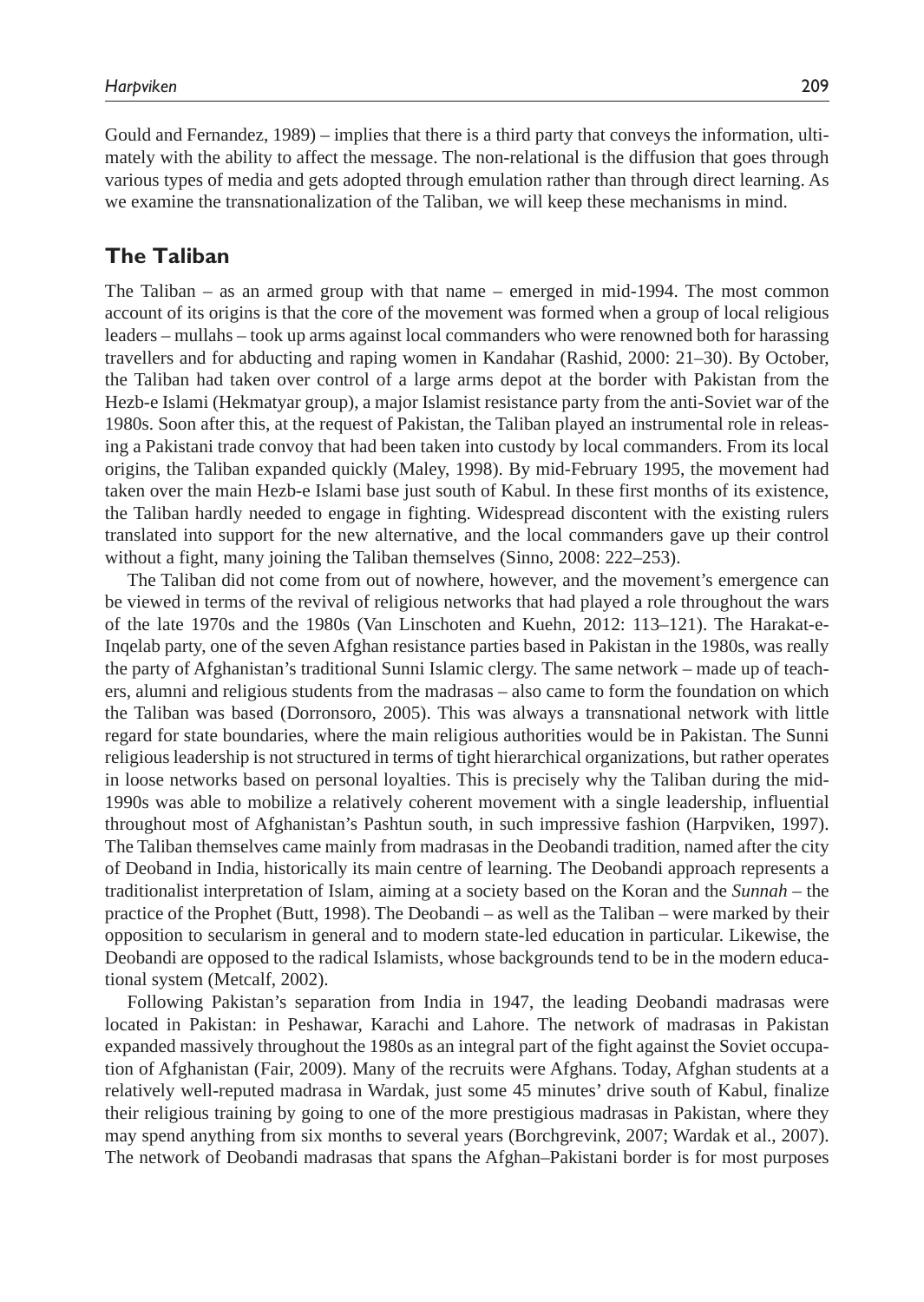Gould and Fernandez, 1989) – implies that there is a third party that conveys the information, ultimately with the ability to affect the message. The non-relational is the diffusion that goes through various types of media and gets adopted through emulation rather than through direct learning. As we examine the transnationalization of the Taliban, we will keep these mechanisms in mind.

## The Taliban

The Taliban – as an armed group with that name – emerged in mid-1994. The most common account of its origins is that the core of the movement was formed when a group of local religious leaders – mullahs – took up arms against local commanders who were renowned both for harassing travellers and for abducting and raping women in Kandahar (Rashid, 2000: 21–30). By October, the Taliban had taken over control of a large arms depot at the border with Pakistan from the Hezb-e Islami (Hekmatyar group), a major Islamist resistance party from the anti-Soviet war of the 1980s. Soon after this, at the request of Pakistan, the Taliban played an instrumental role in releasing a Pakistani trade convoy that had been taken into custody by local commanders. From its local origins, the Taliban expanded quickly (Maley, 1998). By mid-February 1995, the movement had taken over the main Hezb-e Islami base just south of Kabul. In these first months of its existence, the Taliban hardly needed to engage in fighting. Widespread discontent with the existing rulers translated into support for the new alternative, and the local commanders gave up their control without a fight, many joining the Taliban themselves (Sinno, 2008: 222–253).

The Taliban did not come from out of nowhere, however, and the movement's emergence can be viewed in terms of the revival of religious networks that had played a role throughout the wars of the late 1970s and the 1980s (Van Linschoten and Kuehn, 2012: 113–121). The Harakat-e-Inqelab party, one of the seven Afghan resistance parties based in Pakistan in the 1980s, was really the party of Afghanistan's traditional Sunni Islamic clergy. The same network – made up of teachers, alumni and religious students from the madrasas – also came to form the foundation on which the Taliban was based (Dorronsoro, 2005). This was always a transnational network with little regard for state boundaries, where the main religious authorities would be in Pakistan. The Sunni religious leadership is not structured in terms of tight hierarchical organizations, but rather operates in loose networks based on personal loyalties. This is precisely why the Taliban during the mid-1990s was able to mobilize a relatively coherent movement with a single leadership, influential throughout most of Afghanistan's Pashtun south, in such impressive fashion (Harpviken, 1997). The Taliban themselves came mainly from madrasas in the Deobandi tradition, named after the city of Deoband in India, historically its main centre of learning. The Deobandi approach represents a traditionalist interpretation of Islam, aiming at a society based on the Koran and the *Sunnah* – the practice of the Prophet (Butt, 1998). The Deobandi – as well as the Taliban – were marked by their opposition to secularism in general and to modern state-led education in particular. Likewise, the Deobandi are opposed to the radical Islamists, whose backgrounds tend to be in the modern educational system (Metcalf, 2002).

Following Pakistan's separation from India in 1947, the leading Deobandi madrasas were located in Pakistan: in Peshawar, Karachi and Lahore. The network of madrasas in Pakistan expanded massively throughout the 1980s as an integral part of the fight against the Soviet occupation of Afghanistan (Fair, 2009). Many of the recruits were Afghans. Today, Afghan students at a relatively well-reputed madrasa in Wardak, just some 45 minutes' drive south of Kabul, finalize their religious training by going to one of the more prestigious madrasas in Pakistan, where they may spend anything from six months to several years (Borchgrevink, 2007; Wardak et al., 2007). The network of Deobandi madrasas that spans the Afghan–Pakistani border is for most purposes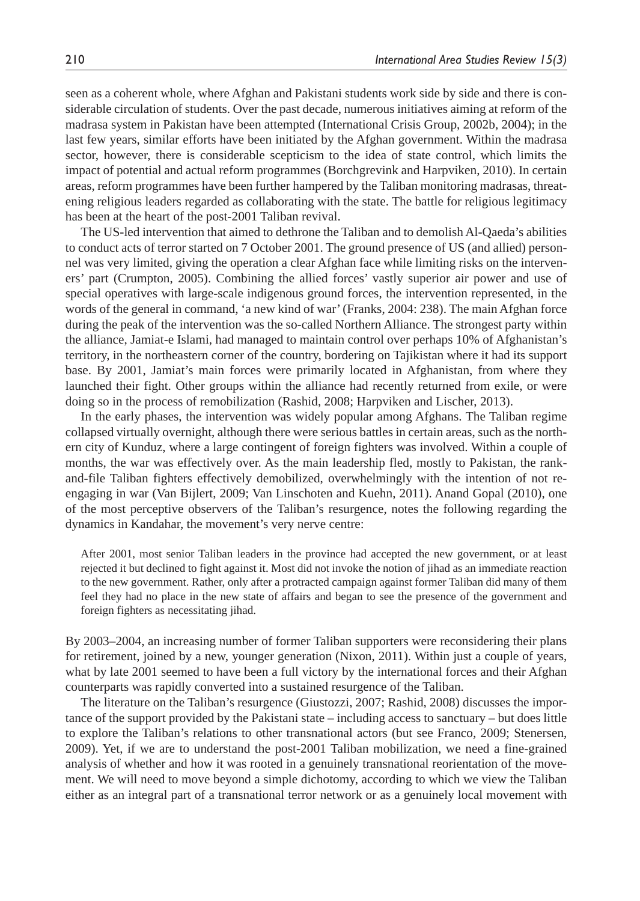seen as a coherent whole, where Afghan and Pakistani students work side by side and there is considerable circulation of students. Over the past decade, numerous initiatives aiming at reform of the madrasa system in Pakistan have been attempted (International Crisis Group, 2002b, 2004); in the last few years, similar efforts have been initiated by the Afghan government. Within the madrasa sector, however, there is considerable scepticism to the idea of state control, which limits the impact of potential and actual reform programmes (Borchgrevink and Harpviken, 2010). In certain areas, reform programmes have been further hampered by the Taliban monitoring madrasas, threatening religious leaders regarded as collaborating with the state. The battle for religious legitimacy has been at the heart of the post-2001 Taliban revival.

The US-led intervention that aimed to dethrone the Taliban and to demolish Al-Qaeda's abilities to conduct acts of terror started on 7 October 2001. The ground presence of US (and allied) personnel was very limited, giving the operation a clear Afghan face while limiting risks on the interveners' part (Crumpton, 2005). Combining the allied forces' vastly superior air power and use of special operatives with large-scale indigenous ground forces, the intervention represented, in the words of the general in command, 'a new kind of war' (Franks, 2004: 238). The main Afghan force during the peak of the intervention was the so-called Northern Alliance. The strongest party within the alliance, Jamiat-e Islami, had managed to maintain control over perhaps 10% of Afghanistan's territory, in the northeastern corner of the country, bordering on Tajikistan where it had its support base. By 2001, Jamiat's main forces were primarily located in Afghanistan, from where they launched their fight. Other groups within the alliance had recently returned from exile, or were doing so in the process of remobilization (Rashid, 2008; Harpviken and Lischer, 2013).

In the early phases, the intervention was widely popular among Afghans. The Taliban regime collapsed virtually overnight, although there were serious battles in certain areas, such as the northern city of Kunduz, where a large contingent of foreign fighters was involved. Within a couple of months, the war was effectively over. As the main leadership fled, mostly to Pakistan, the rank-and-file Taliban fighters effectively demobilized, overwhelmingly with the intention of not re-engaging in war (Van Bijlert, 2009; Van Linschoten and Kuehn, 2011). Anand Gopal (2010), one of the most perceptive observers of the Taliban's resurgence, notes the following regarding the dynamics in Kandahar, the movement's very nerve centre:

> After 2001, most senior Taliban leaders in the province had accepted the new government, or at least rejected it but declined to fight against it. Most did not invoke the notion of jihad as an immediate reaction to the new government. Rather, only after a protracted campaign against former Taliban did many of them feel they had no place in the new state of affairs and began to see the presence of the government and foreign fighters as necessitating jihad.

By 2003–2004, an increasing number of former Taliban supporters were reconsidering their plans for retirement, joined by a new, younger generation (Nixon, 2011). Within just a couple of years, what by late 2001 seemed to have been a full victory by the international forces and their Afghan counterparts was rapidly converted into a sustained resurgence of the Taliban.

The literature on the Taliban's resurgence (Giustozzi, 2007; Rashid, 2008) discusses the importance of the support provided by the Pakistani state – including access to sanctuary – but does little to explore the Taliban's relations to other transnational actors (but see Franco, 2009; Stenersen, 2009). Yet, if we are to understand the post-2001 Taliban mobilization, we need a fine-grained analysis of whether and how it was rooted in a genuinely transnational reorientation of the movement. We will need to move beyond a simple dichotomy, according to which we view the Taliban either as an integral part of a transnational terror network or as a genuinely local movement with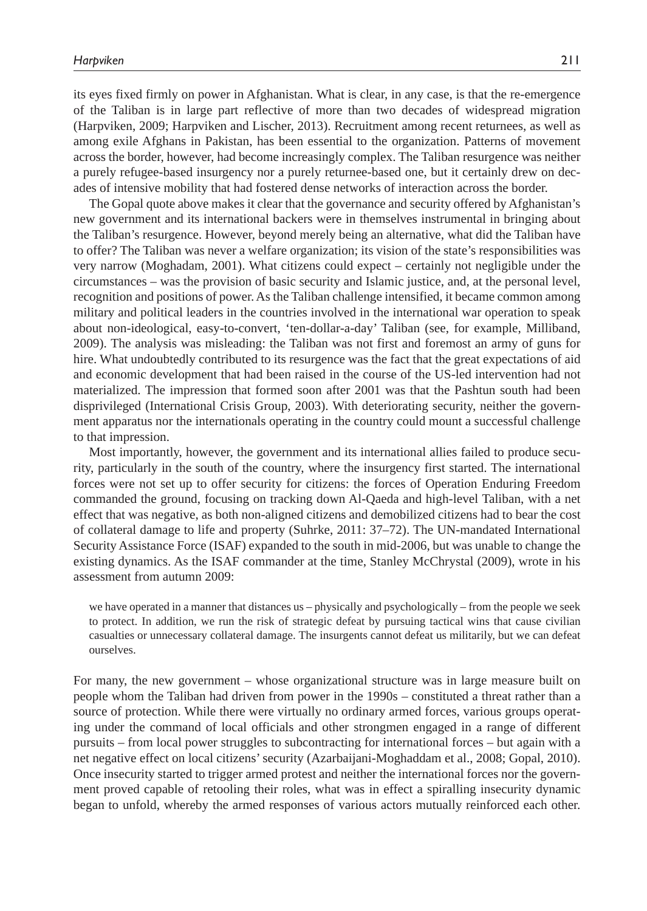its eyes fixed firmly on power in Afghanistan. What is clear, in any case, is that the re-emergence of the Taliban is in large part reflective of more than two decades of widespread migration (Harpviken, 2009; Harpviken and Lischer, 2013). Recruitment among recent returnees, as well as among exile Afghans in Pakistan, has been essential to the organization. Patterns of movement across the border, however, had become increasingly complex. The Taliban resurgence was neither a purely refugee-based insurgency nor a purely returnee-based one, but it certainly drew on decades of intensive mobility that had fostered dense networks of interaction across the border.

The Gopal quote above makes it clear that the governance and security offered by Afghanistan's new government and its international backers were in themselves instrumental in bringing about the Taliban's resurgence. However, beyond merely being an alternative, what did the Taliban have to offer? The Taliban was never a welfare organization; its vision of the state's responsibilities was very narrow (Moghadam, 2001). What citizens could expect – certainly not negligible under the circumstances – was the provision of basic security and Islamic justice, and, at the personal level, recognition and positions of power. As the Taliban challenge intensified, it became common among military and political leaders in the countries involved in the international war operation to speak about non-ideological, easy-to-convert, 'ten-dollar-a-day' Taliban (see, for example, Milliband, 2009). The analysis was misleading: the Taliban was not first and foremost an army of guns for hire. What undoubtedly contributed to its resurgence was the fact that the great expectations of aid and economic development that had been raised in the course of the US-led intervention had not materialized. The impression that formed soon after 2001 was that the Pashtun south had been disprivileged (International Crisis Group, 2003). With deteriorating security, neither the government apparatus nor the internationals operating in the country could mount a successful challenge to that impression.

Most importantly, however, the government and its international allies failed to produce security, particularly in the south of the country, where the insurgency first started. The international forces were not set up to offer security for citizens: the forces of Operation Enduring Freedom commanded the ground, focusing on tracking down Al-Qaeda and high-level Taliban, with a net effect that was negative, as both non-aligned citizens and demobilized citizens had to bear the cost of collateral damage to life and property (Suhrke, 2011: 37–72). The UN-mandated International Security Assistance Force (ISAF) expanded to the south in mid-2006, but was unable to change the existing dynamics. As the ISAF commander at the time, Stanley McChrystal (2009), wrote in his assessment from autumn 2009:

> we have operated in a manner that distances us – physically and psychologically – from the people we seek to protect. In addition, we run the risk of strategic defeat by pursuing tactical wins that cause civilian casualties or unnecessary collateral damage. The insurgents cannot defeat us militarily, but we can defeat ourselves.

For many, the new government – whose organizational structure was in large measure built on people whom the Taliban had driven from power in the 1990s – constituted a threat rather than a source of protection. While there were virtually no ordinary armed forces, various groups operating under the command of local officials and other strongmen engaged in a range of different pursuits – from local power struggles to subcontracting for international forces – but again with a net negative effect on local citizens' security (Azarbaijani-Moghaddam et al., 2008; Gopal, 2010). Once insecurity started to trigger armed protest and neither the international forces nor the government proved capable of retooling their roles, what was in effect a spiralling insecurity dynamic began to unfold, whereby the armed responses of various actors mutually reinforced each other.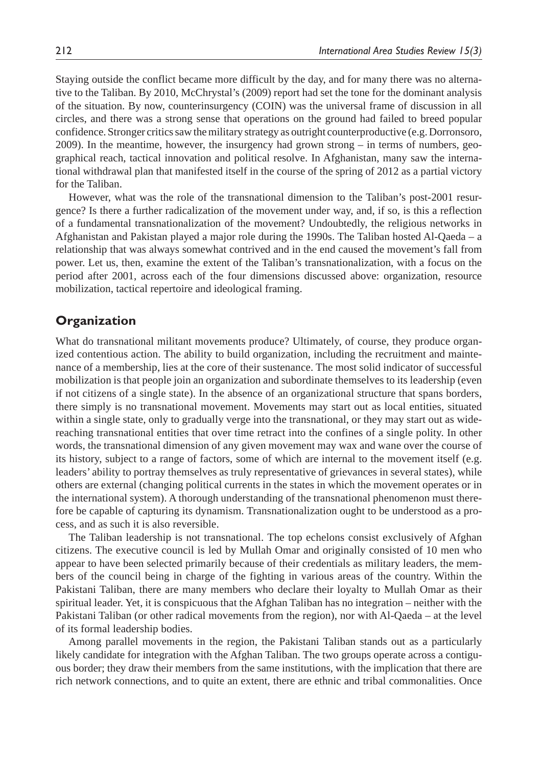Staying outside the conflict became more difficult by the day, and for many there was no alternative to the Taliban. By 2010, McChrystal's (2009) report had set the tone for the dominant analysis of the situation. By now, counterinsurgency (COIN) was the universal frame of discussion in all circles, and there was a strong sense that operations on the ground had failed to breed popular confidence. Stronger critics saw the military strategy as outright counterproductive (e.g. Dorronsoro, 2009). In the meantime, however, the insurgency had grown strong – in terms of numbers, geographical reach, tactical innovation and political resolve. In Afghanistan, many saw the international withdrawal plan that manifested itself in the course of the spring of 2012 as a partial victory for the Taliban.

However, what was the role of the transnational dimension to the Taliban's post-2001 resurgence? Is there a further radicalization of the movement under way, and, if so, is this a reflection of a fundamental transnationalization of the movement? Undoubtedly, the religious networks in Afghanistan and Pakistan played a major role during the 1990s. The Taliban hosted Al-Qaeda – a relationship that was always somewhat contrived and in the end caused the movement's fall from power. Let us, then, examine the extent of the Taliban's transnationalization, with a focus on the period after 2001, across each of the four dimensions discussed above: organization, resource mobilization, tactical repertoire and ideological framing.

## Organization

What do transnational militant movements produce? Ultimately, of course, they produce organized contentious action. The ability to build organization, including the recruitment and maintenance of a membership, lies at the core of their sustenance. The most solid indicator of successful mobilization is that people join an organization and subordinate themselves to its leadership (even if not citizens of a single state). In the absence of an organizational structure that spans borders, there simply is no transnational movement. Movements may start out as local entities, situated within a single state, only to gradually verge into the transnational, or they may start out as wide-reaching transnational entities that over time retract into the confines of a single polity. In other words, the transnational dimension of any given movement may wax and wane over the course of its history, subject to a range of factors, some of which are internal to the movement itself (e.g. leaders' ability to portray themselves as truly representative of grievances in several states), while others are external (changing political currents in the states in which the movement operates or in the international system). A thorough understanding of the transnational phenomenon must therefore be capable of capturing its dynamism. Transnationalization ought to be understood as a process, and as such it is also reversible.

The Taliban leadership is not transnational. The top echelons consist exclusively of Afghan citizens. The executive council is led by Mullah Omar and originally consisted of 10 men who appear to have been selected primarily because of their credentials as military leaders, the members of the council being in charge of the fighting in various areas of the country. Within the Pakistani Taliban, there are many members who declare their loyalty to Mullah Omar as their spiritual leader. Yet, it is conspicuous that the Afghan Taliban has no integration – neither with the Pakistani Taliban (or other radical movements from the region), nor with Al-Qaeda – at the level of its formal leadership bodies.

Among parallel movements in the region, the Pakistani Taliban stands out as a particularly likely candidate for integration with the Afghan Taliban. The two groups operate across a contiguous border; they draw their members from the same institutions, with the implication that there are rich network connections, and to quite an extent, there are ethnic and tribal commonalities. Once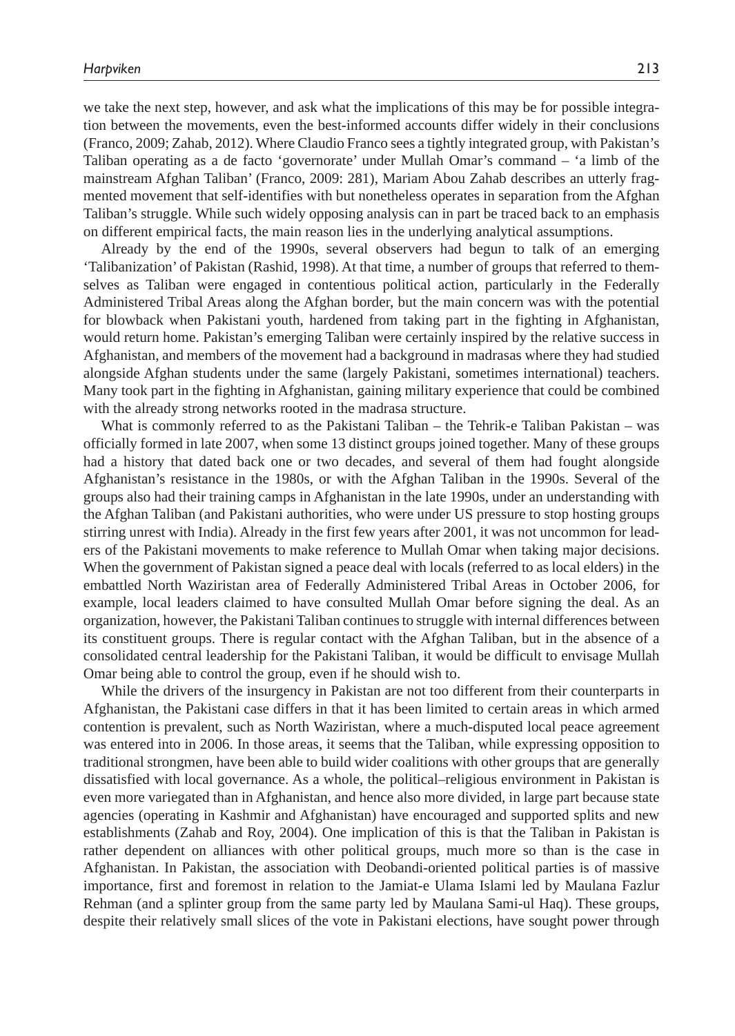we take the next step, however, and ask what the implications of this may be for possible integration between the movements, even the best-informed accounts differ widely in their conclusions (Franco, 2009; Zahab, 2012). Where Claudio Franco sees a tightly integrated group, with Pakistan's Taliban operating as a de facto 'governorate' under Mullah Omar's command – 'a limb of the mainstream Afghan Taliban' (Franco, 2009: 281), Mariam Abou Zahab describes an utterly fragmented movement that self-identifies with but nonetheless operates in separation from the Afghan Taliban's struggle. While such widely opposing analysis can in part be traced back to an emphasis on different empirical facts, the main reason lies in the underlying analytical assumptions.

Already by the end of the 1990s, several observers had begun to talk of an emerging 'Talibanization' of Pakistan (Rashid, 1998). At that time, a number of groups that referred to themselves as Taliban were engaged in contentious political action, particularly in the Federally Administered Tribal Areas along the Afghan border, but the main concern was with the potential for blowback when Pakistani youth, hardened from taking part in the fighting in Afghanistan, would return home. Pakistan's emerging Taliban were certainly inspired by the relative success in Afghanistan, and members of the movement had a background in madrasas where they had studied alongside Afghan students under the same (largely Pakistani, sometimes international) teachers. Many took part in the fighting in Afghanistan, gaining military experience that could be combined with the already strong networks rooted in the madrasa structure.

What is commonly referred to as the Pakistani Taliban – the Tehrik-e Taliban Pakistan – was officially formed in late 2007, when some 13 distinct groups joined together. Many of these groups had a history that dated back one or two decades, and several of them had fought alongside Afghanistan's resistance in the 1980s, or with the Afghan Taliban in the 1990s. Several of the groups also had their training camps in Afghanistan in the late 1990s, under an understanding with the Afghan Taliban (and Pakistani authorities, who were under US pressure to stop hosting groups stirring unrest with India). Already in the first few years after 2001, it was not uncommon for leaders of the Pakistani movements to make reference to Mullah Omar when taking major decisions. When the government of Pakistan signed a peace deal with locals (referred to as local elders) in the embattled North Waziristan area of Federally Administered Tribal Areas in October 2006, for example, local leaders claimed to have consulted Mullah Omar before signing the deal. As an organization, however, the Pakistani Taliban continues to struggle with internal differences between its constituent groups. There is regular contact with the Afghan Taliban, but in the absence of a consolidated central leadership for the Pakistani Taliban, it would be difficult to envisage Mullah Omar being able to control the group, even if he should wish to.

While the drivers of the insurgency in Pakistan are not too different from their counterparts in Afghanistan, the Pakistani case differs in that it has been limited to certain areas in which armed contention is prevalent, such as North Waziristan, where a much-disputed local peace agreement was entered into in 2006. In those areas, it seems that the Taliban, while expressing opposition to traditional strongmen, have been able to build wider coalitions with other groups that are generally dissatisfied with local governance. As a whole, the political–religious environment in Pakistan is even more variegated than in Afghanistan, and hence also more divided, in large part because state agencies (operating in Kashmir and Afghanistan) have encouraged and supported splits and new establishments (Zahab and Roy, 2004). One implication of this is that the Taliban in Pakistan is rather dependent on alliances with other political groups, much more so than is the case in Afghanistan. In Pakistan, the association with Deobandi-oriented political parties is of massive importance, first and foremost in relation to the Jamiat-e Ulama Islami led by Maulana Fazlur Rehman (and a splinter group from the same party led by Maulana Sami-ul Haq). These groups, despite their relatively small slices of the vote in Pakistani elections, have sought power through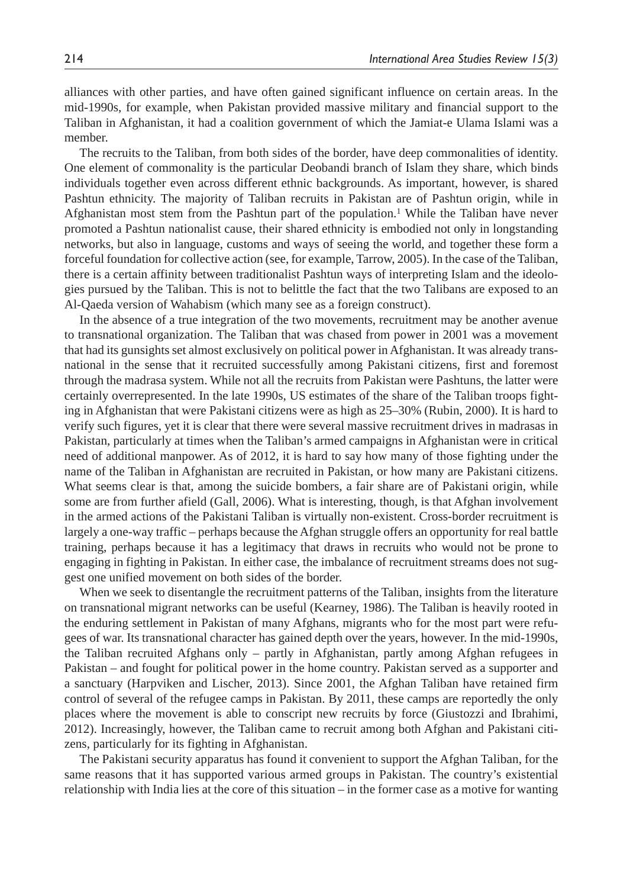alliances with other parties, and have often gained significant influence on certain areas. In the mid-1990s, for example, when Pakistan provided massive military and financial support to the Taliban in Afghanistan, it had a coalition government of which the Jamiat-e Ulama Islami was a member.

The recruits to the Taliban, from both sides of the border, have deep commonalities of identity. One element of commonality is the particular Deobandi branch of Islam they share, which binds individuals together even across different ethnic backgrounds. As important, however, is shared Pashtun ethnicity. The majority of Taliban recruits in Pakistan are of Pashtun origin, while in Afghanistan most stem from the Pashtun part of the population.[1] While the Taliban have never promoted a Pashtun nationalist cause, their shared ethnicity is embodied not only in longstanding networks, but also in language, customs and ways of seeing the world, and together these form a forceful foundation for collective action (see, for example, Tarrow, 2005). In the case of the Taliban, there is a certain affinity between traditionalist Pashtun ways of interpreting Islam and the ideologies pursued by the Taliban. This is not to belittle the fact that the two Talibans are exposed to an Al-Qaeda version of Wahabism (which many see as a foreign construct).

In the absence of a true integration of the two movements, recruitment may be another avenue to transnational organization. The Taliban that was chased from power in 2001 was a movement that had its gunsights set almost exclusively on political power in Afghanistan. It was already transnational in the sense that it recruited successfully among Pakistani citizens, first and foremost through the madrasa system. While not all the recruits from Pakistan were Pashtuns, the latter were certainly overrepresented. In the late 1990s, US estimates of the share of the Taliban troops fighting in Afghanistan that were Pakistani citizens were as high as 25–30% (Rubin, 2000). It is hard to verify such figures, yet it is clear that there were several massive recruitment drives in madrasas in Pakistan, particularly at times when the Taliban's armed campaigns in Afghanistan were in critical need of additional manpower. As of 2012, it is hard to say how many of those fighting under the name of the Taliban in Afghanistan are recruited in Pakistan, or how many are Pakistani citizens. What seems clear is that, among the suicide bombers, a fair share are of Pakistani origin, while some are from further afield (Gall, 2006). What is interesting, though, is that Afghan involvement in the armed actions of the Pakistani Taliban is virtually non-existent. Cross-border recruitment is largely a one-way traffic – perhaps because the Afghan struggle offers an opportunity for real battle training, perhaps because it has a legitimacy that draws in recruits who would not be prone to engaging in fighting in Pakistan. In either case, the imbalance of recruitment streams does not suggest one unified movement on both sides of the border.

When we seek to disentangle the recruitment patterns of the Taliban, insights from the literature on transnational migrant networks can be useful (Kearney, 1986). The Taliban is heavily rooted in the enduring settlement in Pakistan of many Afghans, migrants who for the most part were refugees of war. Its transnational character has gained depth over the years, however. In the mid-1990s, the Taliban recruited Afghans only – partly in Afghanistan, partly among Afghan refugees in Pakistan – and fought for political power in the home country. Pakistan served as a supporter and a sanctuary (Harpviken and Lischer, 2013). Since 2001, the Afghan Taliban have retained firm control of several of the refugee camps in Pakistan. By 2011, these camps are reportedly the only places where the movement is able to conscript new recruits by force (Giustozzi and Ibrahimi, 2012). Increasingly, however, the Taliban came to recruit among both Afghan and Pakistani citizens, particularly for its fighting in Afghanistan.

The Pakistani security apparatus has found it convenient to support the Afghan Taliban, for the same reasons that it has supported various armed groups in Pakistan. The country's existential relationship with India lies at the core of this situation – in the former case as a motive for wanting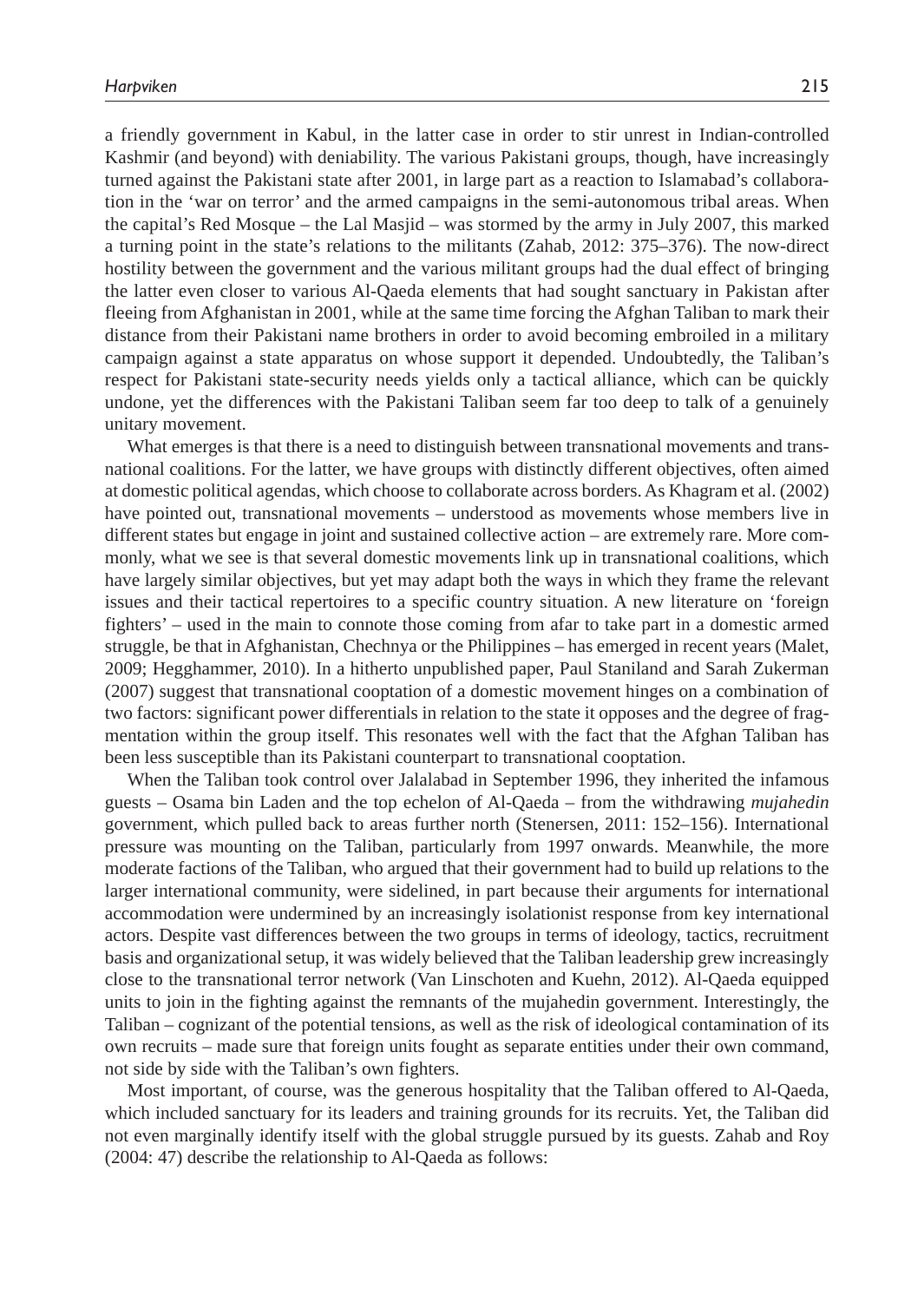a friendly government in Kabul, in the latter case in order to stir unrest in Indian-controlled Kashmir (and beyond) with deniability. The various Pakistani groups, though, have increasingly turned against the Pakistani state after 2001, in large part as a reaction to Islamabad's collaboration in the 'war on terror' and the armed campaigns in the semi-autonomous tribal areas. When the capital's Red Mosque – the Lal Masjid – was stormed by the army in July 2007, this marked a turning point in the state's relations to the militants (Zahab, 2012: 375–376). The now-direct hostility between the government and the various militant groups had the dual effect of bringing the latter even closer to various Al-Qaeda elements that had sought sanctuary in Pakistan after fleeing from Afghanistan in 2001, while at the same time forcing the Afghan Taliban to mark their distance from their Pakistani name brothers in order to avoid becoming embroiled in a military campaign against a state apparatus on whose support it depended. Undoubtedly, the Taliban's respect for Pakistani state-security needs yields only a tactical alliance, which can be quickly undone, yet the differences with the Pakistani Taliban seem far too deep to talk of a genuinely unitary movement.

What emerges is that there is a need to distinguish between transnational movements and transnational coalitions. For the latter, we have groups with distinctly different objectives, often aimed at domestic political agendas, which choose to collaborate across borders. As Khagram et al. (2002) have pointed out, transnational movements – understood as movements whose members live in different states but engage in joint and sustained collective action – are extremely rare. More commonly, what we see is that several domestic movements link up in transnational coalitions, which have largely similar objectives, but yet may adapt both the ways in which they frame the relevant issues and their tactical repertoires to a specific country situation. A new literature on 'foreign fighters' – used in the main to connote those coming from afar to take part in a domestic armed struggle, be that in Afghanistan, Chechnya or the Philippines – has emerged in recent years (Malet, 2009; Hegghammer, 2010). In a hitherto unpublished paper, Paul Staniland and Sarah Zukerman (2007) suggest that transnational cooptation of a domestic movement hinges on a combination of two factors: significant power differentials in relation to the state it opposes and the degree of fragmentation within the group itself. This resonates well with the fact that the Afghan Taliban has been less susceptible than its Pakistani counterpart to transnational cooptation.

When the Taliban took control over Jalalabad in September 1996, they inherited the infamous guests – Osama bin Laden and the top echelon of Al-Qaeda – from the withdrawing *mujahedin* government, which pulled back to areas further north (Stenersen, 2011: 152–156). International pressure was mounting on the Taliban, particularly from 1997 onwards. Meanwhile, the more moderate factions of the Taliban, who argued that their government had to build up relations to the larger international community, were sidelined, in part because their arguments for international accommodation were undermined by an increasingly isolationist response from key international actors. Despite vast differences between the two groups in terms of ideology, tactics, recruitment basis and organizational setup, it was widely believed that the Taliban leadership grew increasingly close to the transnational terror network (Van Linschoten and Kuehn, 2012). Al-Qaeda equipped units to join in the fighting against the remnants of the mujahedin government. Interestingly, the Taliban – cognizant of the potential tensions, as well as the risk of ideological contamination of its own recruits – made sure that foreign units fought as separate entities under their own command, not side by side with the Taliban's own fighters.

Most important, of course, was the generous hospitality that the Taliban offered to Al-Qaeda, which included sanctuary for its leaders and training grounds for its recruits. Yet, the Taliban did not even marginally identify itself with the global struggle pursued by its guests. Zahab and Roy (2004: 47) describe the relationship to Al-Qaeda as follows: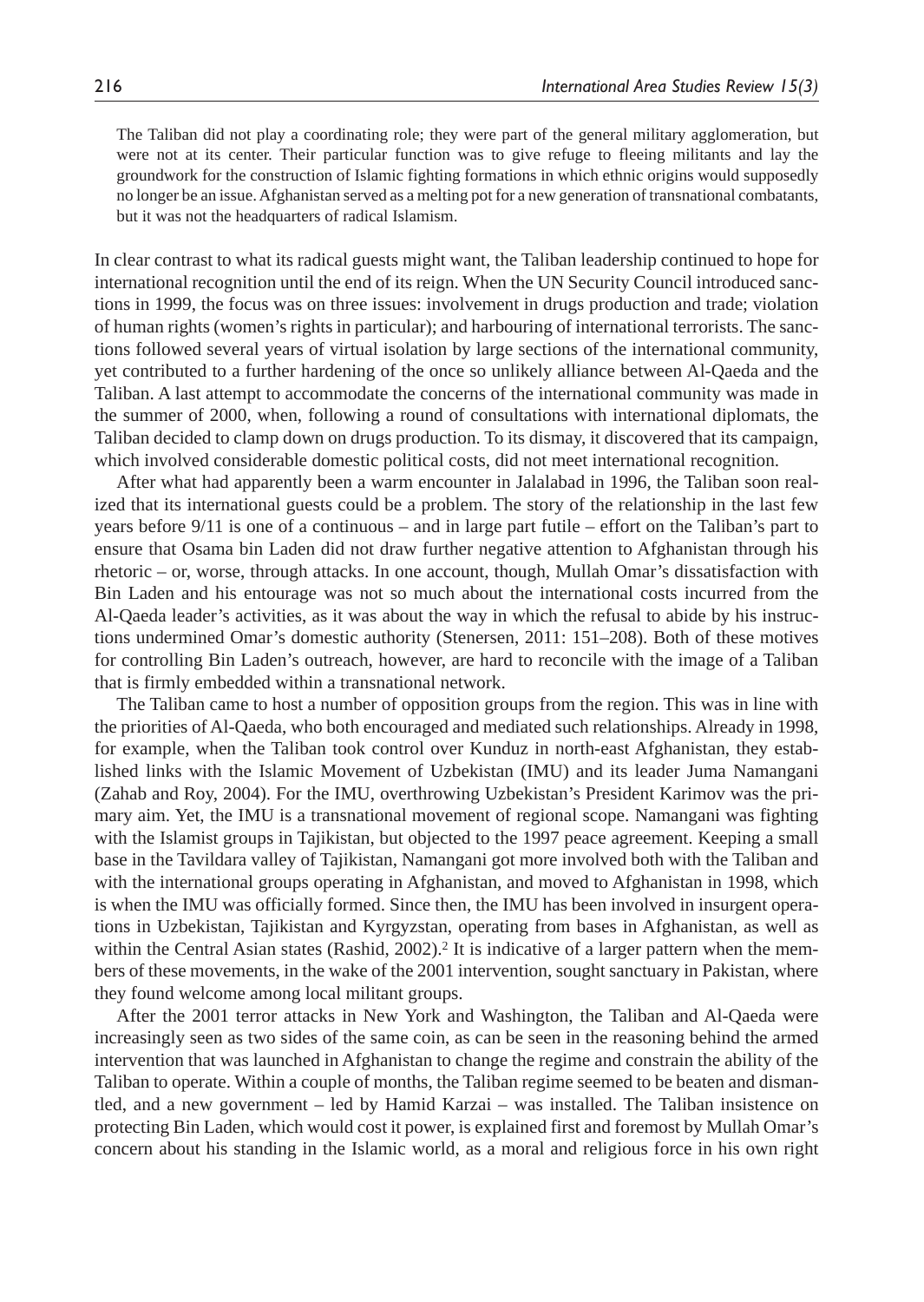> The Taliban did not play a coordinating role; they were part of the general military agglomeration, but were not at its center. Their particular function was to give refuge to fleeing militants and lay the groundwork for the construction of Islamic fighting formations in which ethnic origins would supposedly no longer be an issue. Afghanistan served as a melting pot for a new generation of transnational combatants, but it was not the headquarters of radical Islamism.

In clear contrast to what its radical guests might want, the Taliban leadership continued to hope for international recognition until the end of its reign. When the UN Security Council introduced sanctions in 1999, the focus was on three issues: involvement in drugs production and trade; violation of human rights (women's rights in particular); and harbouring of international terrorists. The sanctions followed several years of virtual isolation by large sections of the international community, yet contributed to a further hardening of the once so unlikely alliance between Al-Qaeda and the Taliban. A last attempt to accommodate the concerns of the international community was made in the summer of 2000, when, following a round of consultations with international diplomats, the Taliban decided to clamp down on drugs production. To its dismay, it discovered that its campaign, which involved considerable domestic political costs, did not meet international recognition.

After what had apparently been a warm encounter in Jalalabad in 1996, the Taliban soon realized that its international guests could be a problem. The story of the relationship in the last few years before 9/11 is one of a continuous – and in large part futile – effort on the Taliban's part to ensure that Osama bin Laden did not draw further negative attention to Afghanistan through his rhetoric – or, worse, through attacks. In one account, though, Mullah Omar's dissatisfaction with Bin Laden and his entourage was not so much about the international costs incurred from the Al-Qaeda leader's activities, as it was about the way in which the refusal to abide by his instructions undermined Omar's domestic authority (Stenersen, 2011: 151–208). Both of these motives for controlling Bin Laden's outreach, however, are hard to reconcile with the image of a Taliban that is firmly embedded within a transnational network.

The Taliban came to host a number of opposition groups from the region. This was in line with the priorities of Al-Qaeda, who both encouraged and mediated such relationships. Already in 1998, for example, when the Taliban took control over Kunduz in north-east Afghanistan, they established links with the Islamic Movement of Uzbekistan (IMU) and its leader Juma Namangani (Zahab and Roy, 2004). For the IMU, overthrowing Uzbekistan's President Karimov was the primary aim. Yet, the IMU is a transnational movement of regional scope. Namangani was fighting with the Islamist groups in Tajikistan, but objected to the 1997 peace agreement. Keeping a small base in the Tavildara valley of Tajikistan, Namangani got more involved both with the Taliban and with the international groups operating in Afghanistan, and moved to Afghanistan in 1998, which is when the IMU was officially formed. Since then, the IMU has been involved in insurgent operations in Uzbekistan, Tajikistan and Kyrgyzstan, operating from bases in Afghanistan, as well as within the Central Asian states (Rashid, 2002).[2] It is indicative of a larger pattern when the members of these movements, in the wake of the 2001 intervention, sought sanctuary in Pakistan, where they found welcome among local militant groups.

After the 2001 terror attacks in New York and Washington, the Taliban and Al-Qaeda were increasingly seen as two sides of the same coin, as can be seen in the reasoning behind the armed intervention that was launched in Afghanistan to change the regime and constrain the ability of the Taliban to operate. Within a couple of months, the Taliban regime seemed to be beaten and dismantled, and a new government – led by Hamid Karzai – was installed. The Taliban insistence on protecting Bin Laden, which would cost it power, is explained first and foremost by Mullah Omar's concern about his standing in the Islamic world, as a moral and religious force in his own right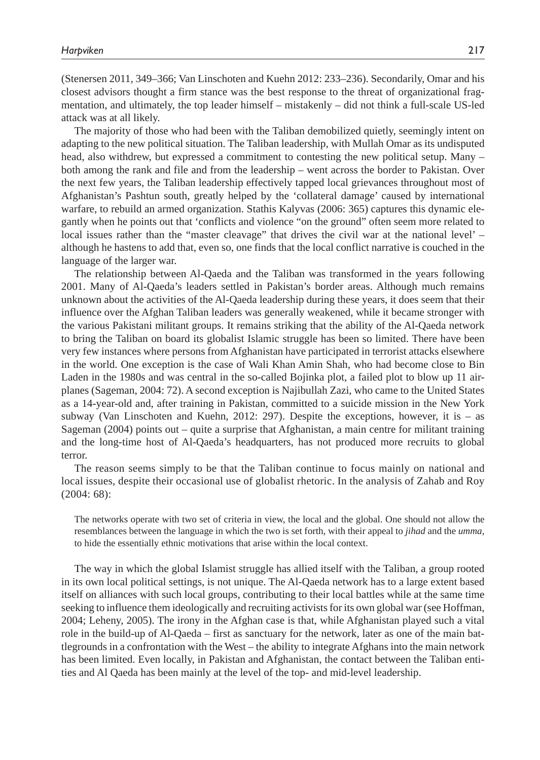(Stenersen 2011, 349–366; Van Linschoten and Kuehn 2012: 233–236). Secondarily, Omar and his closest advisors thought a firm stance was the best response to the threat of organizational fragmentation, and ultimately, the top leader himself – mistakenly – did not think a full-scale US-led attack was at all likely.

The majority of those who had been with the Taliban demobilized quietly, seemingly intent on adapting to the new political situation. The Taliban leadership, with Mullah Omar as its undisputed head, also withdrew, but expressed a commitment to contesting the new political setup. Many – both among the rank and file and from the leadership – went across the border to Pakistan. Over the next few years, the Taliban leadership effectively tapped local grievances throughout most of Afghanistan's Pashtun south, greatly helped by the 'collateral damage' caused by international warfare, to rebuild an armed organization. Stathis Kalyvas (2006: 365) captures this dynamic elegantly when he points out that 'conflicts and violence "on the ground" often seem more related to local issues rather than the "master cleavage" that drives the civil war at the national level' – although he hastens to add that, even so, one finds that the local conflict narrative is couched in the language of the larger war.

The relationship between Al-Qaeda and the Taliban was transformed in the years following 2001. Many of Al-Qaeda's leaders settled in Pakistan's border areas. Although much remains unknown about the activities of the Al-Qaeda leadership during these years, it does seem that their influence over the Afghan Taliban leaders was generally weakened, while it became stronger with the various Pakistani militant groups. It remains striking that the ability of the Al-Qaeda network to bring the Taliban on board its globalist Islamic struggle has been so limited. There have been very few instances where persons from Afghanistan have participated in terrorist attacks elsewhere in the world. One exception is the case of Wali Khan Amin Shah, who had become close to Bin Laden in the 1980s and was central in the so-called Bojinka plot, a failed plot to blow up 11 airplanes (Sageman, 2004: 72). A second exception is Najibullah Zazi, who came to the United States as a 14-year-old and, after training in Pakistan, committed to a suicide mission in the New York subway (Van Linschoten and Kuehn, 2012: 297). Despite the exceptions, however, it is – as Sageman (2004) points out – quite a surprise that Afghanistan, a main centre for militant training and the long-time host of Al-Qaeda's headquarters, has not produced more recruits to global terror.

The reason seems simply to be that the Taliban continue to focus mainly on national and local issues, despite their occasional use of globalist rhetoric. In the analysis of Zahab and Roy (2004: 68):

> The networks operate with two set of criteria in view, the local and the global. One should not allow the resemblances between the language in which the two is set forth, with their appeal to *jihad* and the *umma*, to hide the essentially ethnic motivations that arise within the local context.

The way in which the global Islamist struggle has allied itself with the Taliban, a group rooted in its own local political settings, is not unique. The Al-Qaeda network has to a large extent based itself on alliances with such local groups, contributing to their local battles while at the same time seeking to influence them ideologically and recruiting activists for its own global war (see Hoffman, 2004; Leheny, 2005). The irony in the Afghan case is that, while Afghanistan played such a vital role in the build-up of Al-Qaeda – first as sanctuary for the network, later as one of the main battlegrounds in a confrontation with the West – the ability to integrate Afghans into the main network has been limited. Even locally, in Pakistan and Afghanistan, the contact between the Taliban entities and Al Qaeda has been mainly at the level of the top- and mid-level leadership.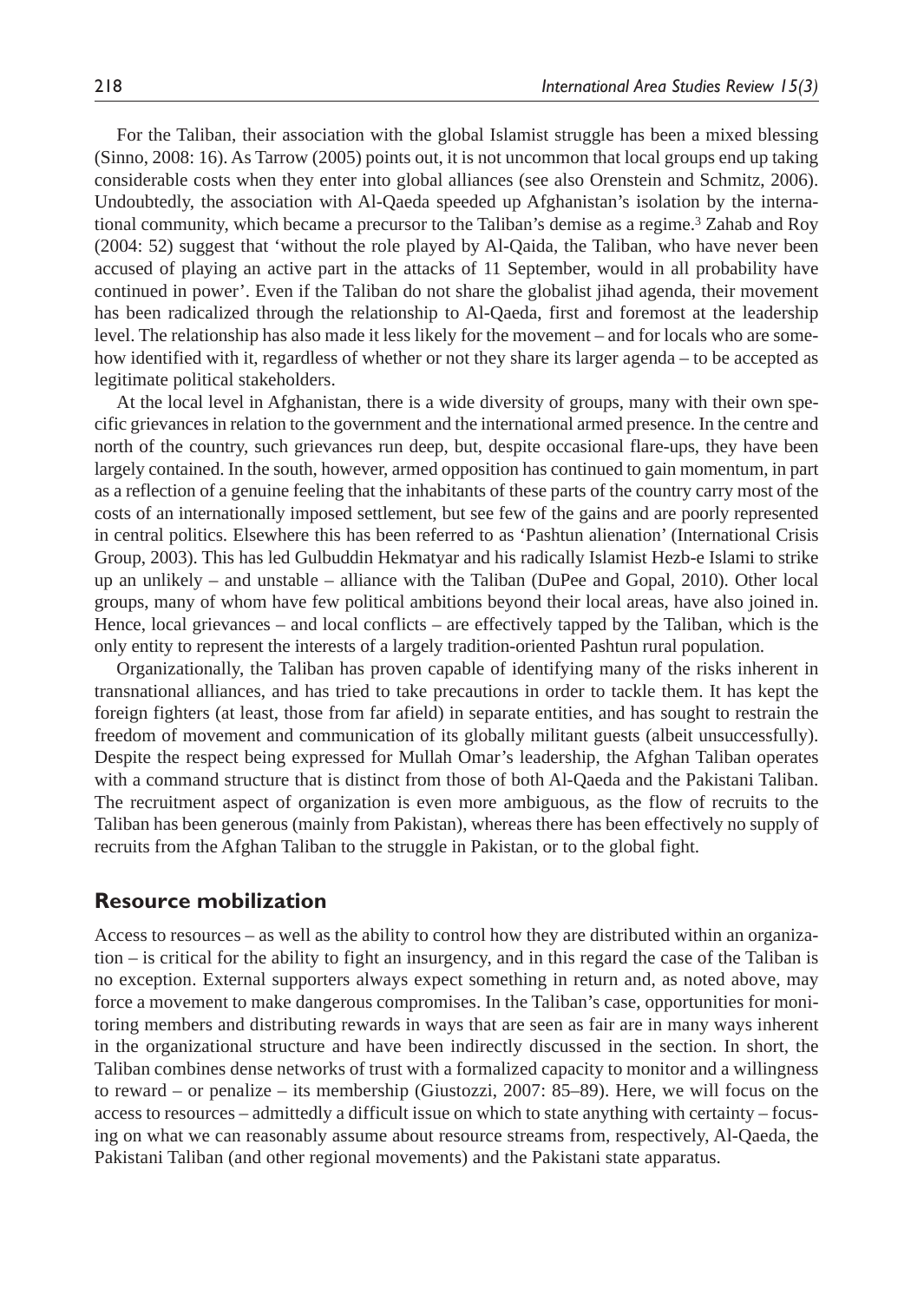For the Taliban, their association with the global Islamist struggle has been a mixed blessing (Sinno, 2008: 16). As Tarrow (2005) points out, it is not uncommon that local groups end up taking considerable costs when they enter into global alliances (see also Orenstein and Schmitz, 2006). Undoubtedly, the association with Al-Qaeda speeded up Afghanistan's isolation by the international community, which became a precursor to the Taliban's demise as a regime.[3] Zahab and Roy (2004: 52) suggest that 'without the role played by Al-Qaida, the Taliban, who have never been accused of playing an active part in the attacks of 11 September, would in all probability have continued in power'. Even if the Taliban do not share the globalist jihad agenda, their movement has been radicalized through the relationship to Al-Qaeda, first and foremost at the leadership level. The relationship has also made it less likely for the movement – and for locals who are somehow identified with it, regardless of whether or not they share its larger agenda – to be accepted as legitimate political stakeholders.

At the local level in Afghanistan, there is a wide diversity of groups, many with their own specific grievances in relation to the government and the international armed presence. In the centre and north of the country, such grievances run deep, but, despite occasional flare-ups, they have been largely contained. In the south, however, armed opposition has continued to gain momentum, in part as a reflection of a genuine feeling that the inhabitants of these parts of the country carry most of the costs of an internationally imposed settlement, but see few of the gains and are poorly represented in central politics. Elsewhere this has been referred to as 'Pashtun alienation' (International Crisis Group, 2003). This has led Gulbuddin Hekmatyar and his radically Islamist Hezb-e Islami to strike up an unlikely – and unstable – alliance with the Taliban (DuPee and Gopal, 2010). Other local groups, many of whom have few political ambitions beyond their local areas, have also joined in. Hence, local grievances – and local conflicts – are effectively tapped by the Taliban, which is the only entity to represent the interests of a largely tradition-oriented Pashtun rural population.

Organizationally, the Taliban has proven capable of identifying many of the risks inherent in transnational alliances, and has tried to take precautions in order to tackle them. It has kept the foreign fighters (at least, those from far afield) in separate entities, and has sought to restrain the freedom of movement and communication of its globally militant guests (albeit unsuccessfully). Despite the respect being expressed for Mullah Omar's leadership, the Afghan Taliban operates with a command structure that is distinct from those of both Al-Qaeda and the Pakistani Taliban. The recruitment aspect of organization is even more ambiguous, as the flow of recruits to the Taliban has been generous (mainly from Pakistan), whereas there has been effectively no supply of recruits from the Afghan Taliban to the struggle in Pakistan, or to the global fight.

## Resource mobilization

Access to resources – as well as the ability to control how they are distributed within an organization – is critical for the ability to fight an insurgency, and in this regard the case of the Taliban is no exception. External supporters always expect something in return and, as noted above, may force a movement to make dangerous compromises. In the Taliban's case, opportunities for monitoring members and distributing rewards in ways that are seen as fair are in many ways inherent in the organizational structure and have been indirectly discussed in the section. In short, the Taliban combines dense networks of trust with a formalized capacity to monitor and a willingness to reward – or penalize – its membership (Giustozzi, 2007: 85–89). Here, we will focus on the access to resources – admittedly a difficult issue on which to state anything with certainty – focusing on what we can reasonably assume about resource streams from, respectively, Al-Qaeda, the Pakistani Taliban (and other regional movements) and the Pakistani state apparatus.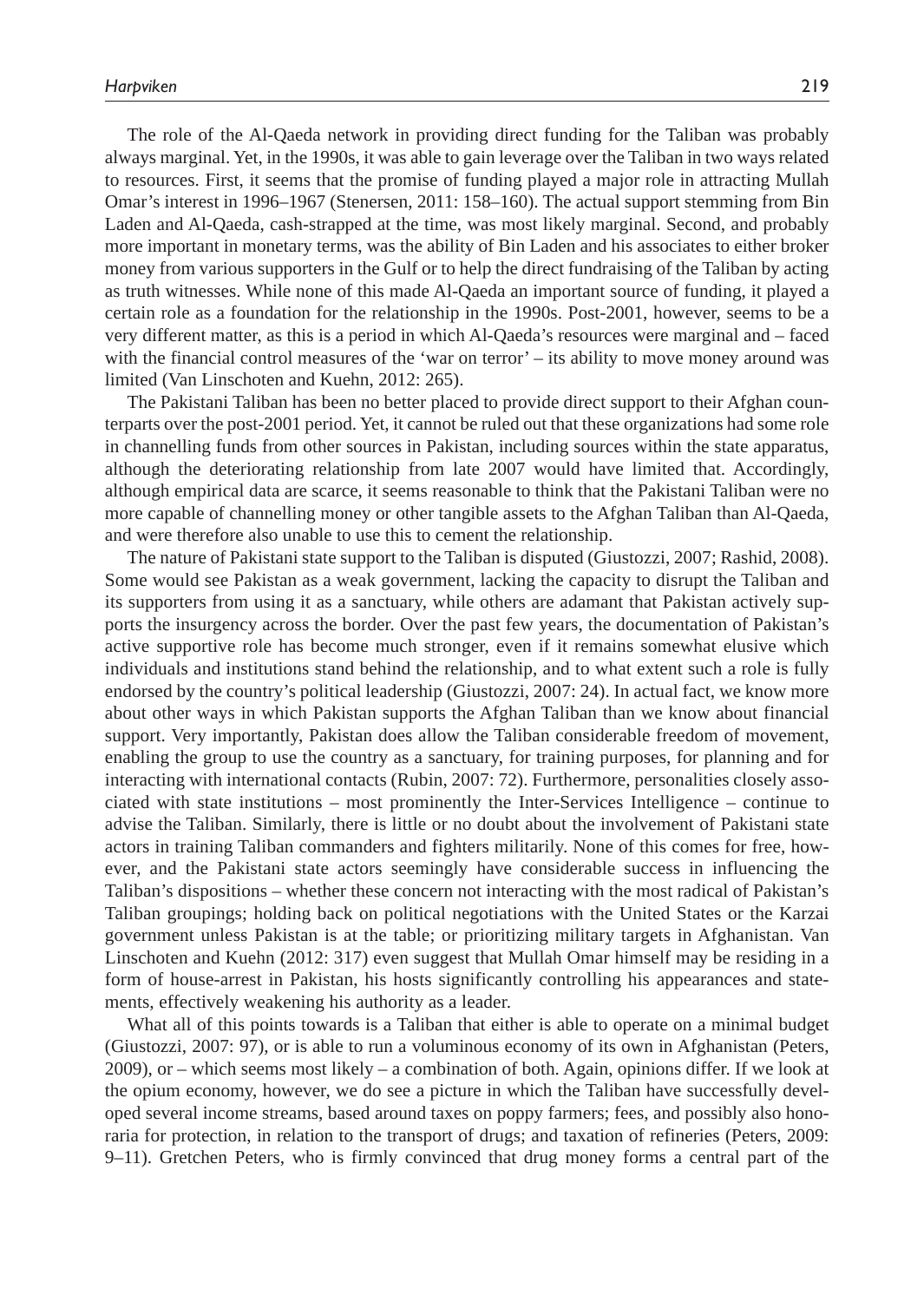The role of the Al-Qaeda network in providing direct funding for the Taliban was probably always marginal. Yet, in the 1990s, it was able to gain leverage over the Taliban in two ways related to resources. First, it seems that the promise of funding played a major role in attracting Mullah Omar's interest in 1996–1967 (Stenersen, 2011: 158–160). The actual support stemming from Bin Laden and Al-Qaeda, cash-strapped at the time, was most likely marginal. Second, and probably more important in monetary terms, was the ability of Bin Laden and his associates to either broker money from various supporters in the Gulf or to help the direct fundraising of the Taliban by acting as truth witnesses. While none of this made Al-Qaeda an important source of funding, it played a certain role as a foundation for the relationship in the 1990s. Post-2001, however, seems to be a very different matter, as this is a period in which Al-Qaeda's resources were marginal and – faced with the financial control measures of the 'war on terror' – its ability to move money around was limited (Van Linschoten and Kuehn, 2012: 265).

The Pakistani Taliban has been no better placed to provide direct support to their Afghan counterparts over the post-2001 period. Yet, it cannot be ruled out that these organizations had some role in channelling funds from other sources in Pakistan, including sources within the state apparatus, although the deteriorating relationship from late 2007 would have limited that. Accordingly, although empirical data are scarce, it seems reasonable to think that the Pakistani Taliban were no more capable of channelling money or other tangible assets to the Afghan Taliban than Al-Qaeda, and were therefore also unable to use this to cement the relationship.

The nature of Pakistani state support to the Taliban is disputed (Giustozzi, 2007; Rashid, 2008). Some would see Pakistan as a weak government, lacking the capacity to disrupt the Taliban and its supporters from using it as a sanctuary, while others are adamant that Pakistan actively supports the insurgency across the border. Over the past few years, the documentation of Pakistan's active supportive role has become much stronger, even if it remains somewhat elusive which individuals and institutions stand behind the relationship, and to what extent such a role is fully endorsed by the country's political leadership (Giustozzi, 2007: 24). In actual fact, we know more about other ways in which Pakistan supports the Afghan Taliban than we know about financial support. Very importantly, Pakistan does allow the Taliban considerable freedom of movement, enabling the group to use the country as a sanctuary, for training purposes, for planning and for interacting with international contacts (Rubin, 2007: 72). Furthermore, personalities closely associated with state institutions – most prominently the Inter-Services Intelligence – continue to advise the Taliban. Similarly, there is little or no doubt about the involvement of Pakistani state actors in training Taliban commanders and fighters militarily. None of this comes for free, however, and the Pakistani state actors seemingly have considerable success in influencing the Taliban's dispositions – whether these concern not interacting with the most radical of Pakistan's Taliban groupings; holding back on political negotiations with the United States or the Karzai government unless Pakistan is at the table; or prioritizing military targets in Afghanistan. Van Linschoten and Kuehn (2012: 317) even suggest that Mullah Omar himself may be residing in a form of house-arrest in Pakistan, his hosts significantly controlling his appearances and statements, effectively weakening his authority as a leader.

What all of this points towards is a Taliban that either is able to operate on a minimal budget (Giustozzi, 2007: 97), or is able to run a voluminous economy of its own in Afghanistan (Peters, 2009), or – which seems most likely – a combination of both. Again, opinions differ. If we look at the opium economy, however, we do see a picture in which the Taliban have successfully developed several income streams, based around taxes on poppy farmers; fees, and possibly also honoraria for protection, in relation to the transport of drugs; and taxation of refineries (Peters, 2009: 9–11). Gretchen Peters, who is firmly convinced that drug money forms a central part of the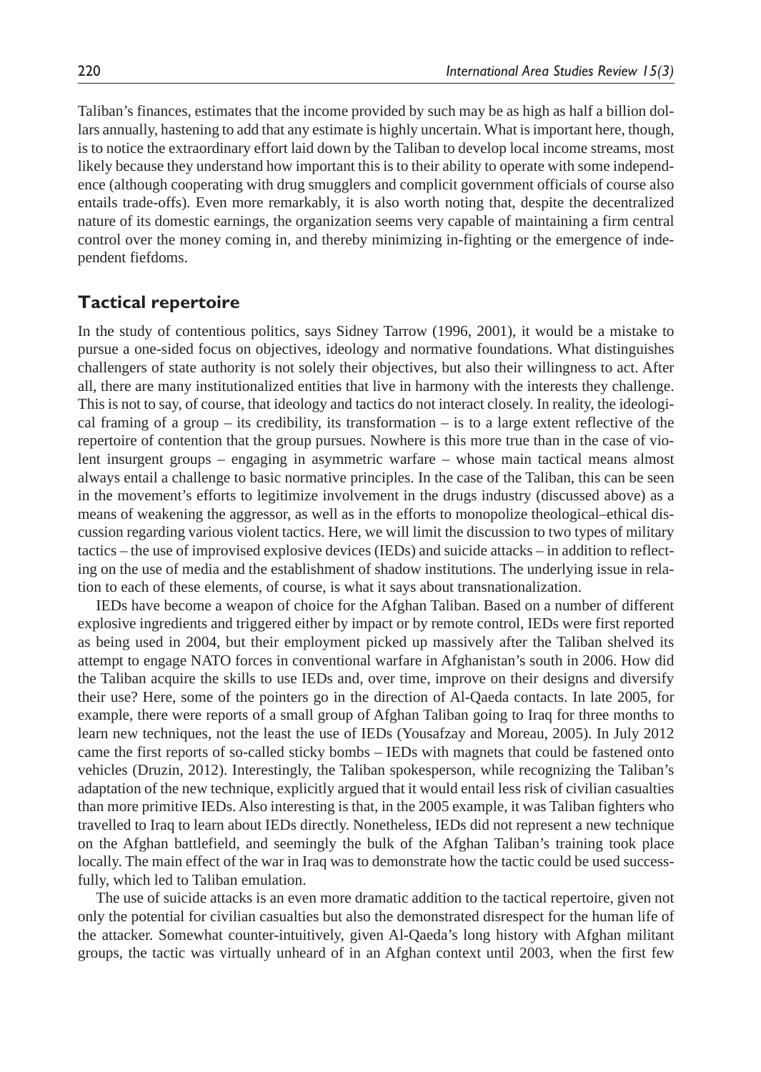Taliban's finances, estimates that the income provided by such may be as high as half a billion dollars annually, hastening to add that any estimate is highly uncertain. What is important here, though, is to notice the extraordinary effort laid down by the Taliban to develop local income streams, most likely because they understand how important this is to their ability to operate with some independence (although cooperating with drug smugglers and complicit government officials of course also entails trade-offs). Even more remarkably, it is also worth noting that, despite the decentralized nature of its domestic earnings, the organization seems very capable of maintaining a firm central control over the money coming in, and thereby minimizing in-fighting or the emergence of independent fiefdoms.

## Tactical repertoire

In the study of contentious politics, says Sidney Tarrow (1996, 2001), it would be a mistake to pursue a one-sided focus on objectives, ideology and normative foundations. What distinguishes challengers of state authority is not solely their objectives, but also their willingness to act. After all, there are many institutionalized entities that live in harmony with the interests they challenge. This is not to say, of course, that ideology and tactics do not interact closely. In reality, the ideological framing of a group – its credibility, its transformation – is to a large extent reflective of the repertoire of contention that the group pursues. Nowhere is this more true than in the case of violent insurgent groups – engaging in asymmetric warfare – whose main tactical means almost always entail a challenge to basic normative principles. In the case of the Taliban, this can be seen in the movement's efforts to legitimize involvement in the drugs industry (discussed above) as a means of weakening the aggressor, as well as in the efforts to monopolize theological–ethical discussion regarding various violent tactics. Here, we will limit the discussion to two types of military tactics – the use of improvised explosive devices (IEDs) and suicide attacks – in addition to reflecting on the use of media and the establishment of shadow institutions. The underlying issue in relation to each of these elements, of course, is what it says about transnationalization.

IEDs have become a weapon of choice for the Afghan Taliban. Based on a number of different explosive ingredients and triggered either by impact or by remote control, IEDs were first reported as being used in 2004, but their employment picked up massively after the Taliban shelved its attempt to engage NATO forces in conventional warfare in Afghanistan's south in 2006. How did the Taliban acquire the skills to use IEDs and, over time, improve on their designs and diversify their use? Here, some of the pointers go in the direction of Al-Qaeda contacts. In late 2005, for example, there were reports of a small group of Afghan Taliban going to Iraq for three months to learn new techniques, not the least the use of IEDs (Yousafzay and Moreau, 2005). In July 2012 came the first reports of so-called sticky bombs – IEDs with magnets that could be fastened onto vehicles (Druzin, 2012). Interestingly, the Taliban spokesperson, while recognizing the Taliban's adaptation of the new technique, explicitly argued that it would entail less risk of civilian casualties than more primitive IEDs. Also interesting is that, in the 2005 example, it was Taliban fighters who travelled to Iraq to learn about IEDs directly. Nonetheless, IEDs did not represent a new technique on the Afghan battlefield, and seemingly the bulk of the Afghan Taliban's training took place locally. The main effect of the war in Iraq was to demonstrate how the tactic could be used successfully, which led to Taliban emulation.

The use of suicide attacks is an even more dramatic addition to the tactical repertoire, given not only the potential for civilian casualties but also the demonstrated disrespect for the human life of the attacker. Somewhat counter-intuitively, given Al-Qaeda's long history with Afghan militant groups, the tactic was virtually unheard of in an Afghan context until 2003, when the first few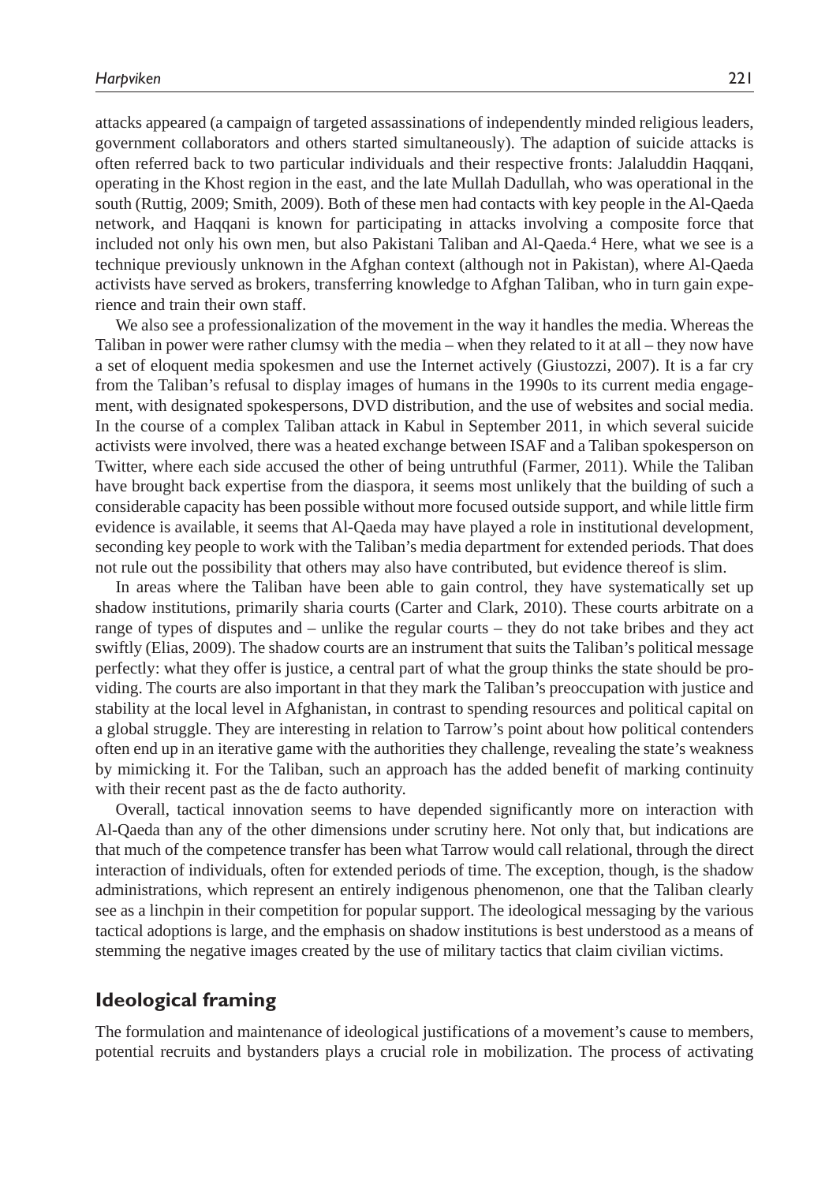attacks appeared (a campaign of targeted assassinations of independently minded religious leaders, government collaborators and others started simultaneously). The adaption of suicide attacks is often referred back to two particular individuals and their respective fronts: Jalaluddin Haqqani, operating in the Khost region in the east, and the late Mullah Dadullah, who was operational in the south (Ruttig, 2009; Smith, 2009). Both of these men had contacts with key people in the Al-Qaeda network, and Haqqani is known for participating in attacks involving a composite force that included not only his own men, but also Pakistani Taliban and Al-Qaeda.[4] Here, what we see is a technique previously unknown in the Afghan context (although not in Pakistan), where Al-Qaeda activists have served as brokers, transferring knowledge to Afghan Taliban, who in turn gain experience and train their own staff.

We also see a professionalization of the movement in the way it handles the media. Whereas the Taliban in power were rather clumsy with the media – when they related to it at all – they now have a set of eloquent media spokesmen and use the Internet actively (Giustozzi, 2007). It is a far cry from the Taliban's refusal to display images of humans in the 1990s to its current media engagement, with designated spokespersons, DVD distribution, and the use of websites and social media. In the course of a complex Taliban attack in Kabul in September 2011, in which several suicide activists were involved, there was a heated exchange between ISAF and a Taliban spokesperson on Twitter, where each side accused the other of being untruthful (Farmer, 2011). While the Taliban have brought back expertise from the diaspora, it seems most unlikely that the building of such a considerable capacity has been possible without more focused outside support, and while little firm evidence is available, it seems that Al-Qaeda may have played a role in institutional development, seconding key people to work with the Taliban's media department for extended periods. That does not rule out the possibility that others may also have contributed, but evidence thereof is slim.

In areas where the Taliban have been able to gain control, they have systematically set up shadow institutions, primarily sharia courts (Carter and Clark, 2010). These courts arbitrate on a range of types of disputes and – unlike the regular courts – they do not take bribes and they act swiftly (Elias, 2009). The shadow courts are an instrument that suits the Taliban's political message perfectly: what they offer is justice, a central part of what the group thinks the state should be providing. The courts are also important in that they mark the Taliban's preoccupation with justice and stability at the local level in Afghanistan, in contrast to spending resources and political capital on a global struggle. They are interesting in relation to Tarrow's point about how political contenders often end up in an iterative game with the authorities they challenge, revealing the state's weakness by mimicking it. For the Taliban, such an approach has the added benefit of marking continuity with their recent past as the de facto authority.

Overall, tactical innovation seems to have depended significantly more on interaction with Al-Qaeda than any of the other dimensions under scrutiny here. Not only that, but indications are that much of the competence transfer has been what Tarrow would call relational, through the direct interaction of individuals, often for extended periods of time. The exception, though, is the shadow administrations, which represent an entirely indigenous phenomenon, one that the Taliban clearly see as a linchpin in their competition for popular support. The ideological messaging by the various tactical adoptions is large, and the emphasis on shadow institutions is best understood as a means of stemming the negative images created by the use of military tactics that claim civilian victims.

## Ideological framing

The formulation and maintenance of ideological justifications of a movement's cause to members, potential recruits and bystanders plays a crucial role in mobilization. The process of activating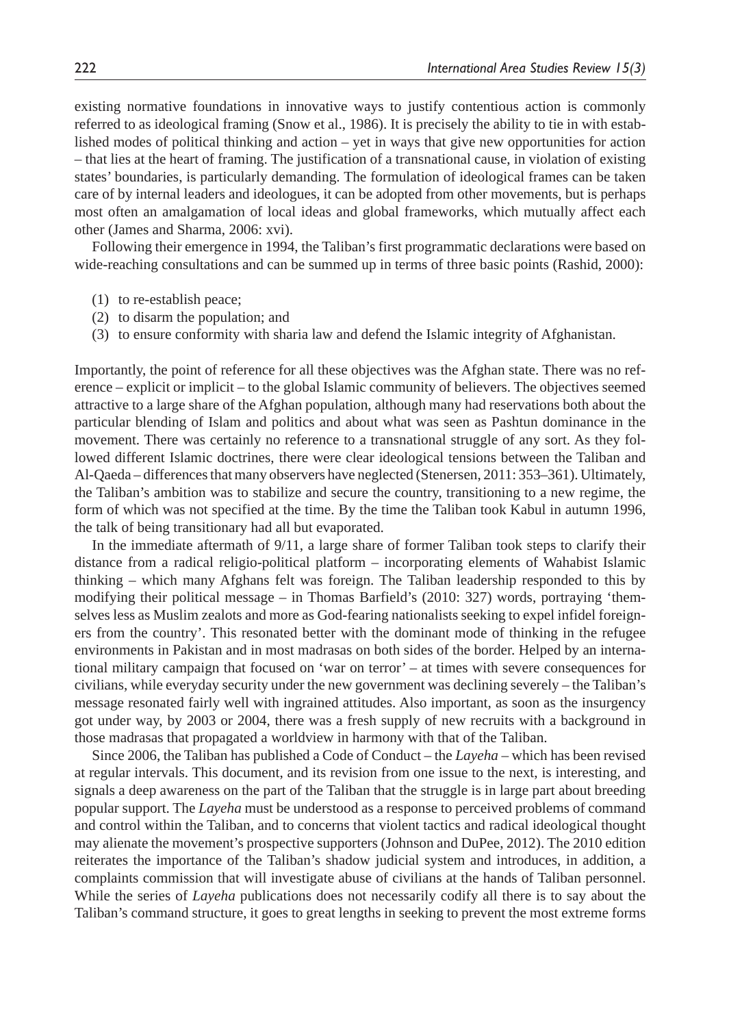existing normative foundations in innovative ways to justify contentious action is commonly referred to as ideological framing (Snow et al., 1986). It is precisely the ability to tie in with established modes of political thinking and action – yet in ways that give new opportunities for action – that lies at the heart of framing. The justification of a transnational cause, in violation of existing states' boundaries, is particularly demanding. The formulation of ideological frames can be taken care of by internal leaders and ideologues, it can be adopted from other movements, but is perhaps most often an amalgamation of local ideas and global frameworks, which mutually affect each other (James and Sharma, 2006: xvi).

Following their emergence in 1994, the Taliban's first programmatic declarations were based on wide-reaching consultations and can be summed up in terms of three basic points (Rashid, 2000):

(1) to re-establish peace;
(2) to disarm the population; and
(3) to ensure conformity with sharia law and defend the Islamic integrity of Afghanistan.

Importantly, the point of reference for all these objectives was the Afghan state. There was no reference – explicit or implicit – to the global Islamic community of believers. The objectives seemed attractive to a large share of the Afghan population, although many had reservations both about the particular blending of Islam and politics and about what was seen as Pashtun dominance in the movement. There was certainly no reference to a transnational struggle of any sort. As they followed different Islamic doctrines, there were clear ideological tensions between the Taliban and Al-Qaeda – differences that many observers have neglected (Stenersen, 2011: 353–361). Ultimately, the Taliban's ambition was to stabilize and secure the country, transitioning to a new regime, the form of which was not specified at the time. By the time the Taliban took Kabul in autumn 1996, the talk of being transitionary had all but evaporated.

In the immediate aftermath of 9/11, a large share of former Taliban took steps to clarify their distance from a radical religio-political platform – incorporating elements of Wahabist Islamic thinking – which many Afghans felt was foreign. The Taliban leadership responded to this by modifying their political message – in Thomas Barfield's (2010: 327) words, portraying 'themselves less as Muslim zealots and more as God-fearing nationalists seeking to expel infidel foreigners from the country'. This resonated better with the dominant mode of thinking in the refugee environments in Pakistan and in most madrasas on both sides of the border. Helped by an international military campaign that focused on 'war on terror' – at times with severe consequences for civilians, while everyday security under the new government was declining severely – the Taliban's message resonated fairly well with ingrained attitudes. Also important, as soon as the insurgency got under way, by 2003 or 2004, there was a fresh supply of new recruits with a background in those madrasas that propagated a worldview in harmony with that of the Taliban.

Since 2006, the Taliban has published a Code of Conduct – the *Layeha* – which has been revised at regular intervals. This document, and its revision from one issue to the next, is interesting, and signals a deep awareness on the part of the Taliban that the struggle is in large part about breeding popular support. The *Layeha* must be understood as a response to perceived problems of command and control within the Taliban, and to concerns that violent tactics and radical ideological thought may alienate the movement's prospective supporters (Johnson and DuPee, 2012). The 2010 edition reiterates the importance of the Taliban's shadow judicial system and introduces, in addition, a complaints commission that will investigate abuse of civilians at the hands of Taliban personnel. While the series of *Layeha* publications does not necessarily codify all there is to say about the Taliban's command structure, it goes to great lengths in seeking to prevent the most extreme forms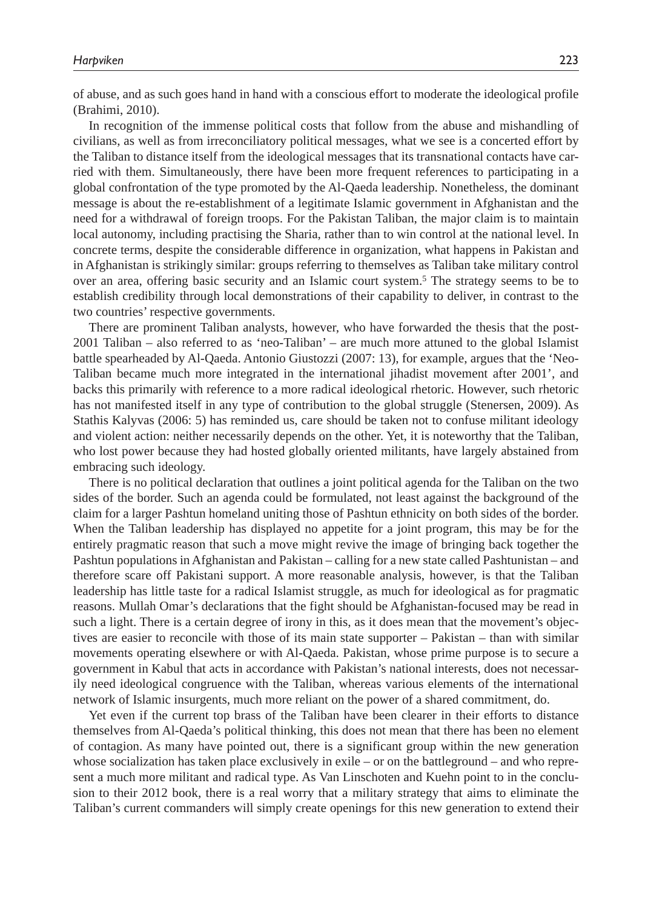of abuse, and as such goes hand in hand with a conscious effort to moderate the ideological profile (Brahimi, 2010).

In recognition of the immense political costs that follow from the abuse and mishandling of civilians, as well as from irreconciliatory political messages, what we see is a concerted effort by the Taliban to distance itself from the ideological messages that its transnational contacts have carried with them. Simultaneously, there have been more frequent references to participating in a global confrontation of the type promoted by the Al-Qaeda leadership. Nonetheless, the dominant message is about the re-establishment of a legitimate Islamic government in Afghanistan and the need for a withdrawal of foreign troops. For the Pakistan Taliban, the major claim is to maintain local autonomy, including practising the Sharia, rather than to win control at the national level. In concrete terms, despite the considerable difference in organization, what happens in Pakistan and in Afghanistan is strikingly similar: groups referring to themselves as Taliban take military control over an area, offering basic security and an Islamic court system.[5] The strategy seems to be to establish credibility through local demonstrations of their capability to deliver, in contrast to the two countries' respective governments.

There are prominent Taliban analysts, however, who have forwarded the thesis that the post-2001 Taliban – also referred to as 'neo-Taliban' – are much more attuned to the global Islamist battle spearheaded by Al-Qaeda. Antonio Giustozzi (2007: 13), for example, argues that the 'Neo-Taliban became much more integrated in the international jihadist movement after 2001', and backs this primarily with reference to a more radical ideological rhetoric. However, such rhetoric has not manifested itself in any type of contribution to the global struggle (Stenersen, 2009). As Stathis Kalyvas (2006: 5) has reminded us, care should be taken not to confuse militant ideology and violent action: neither necessarily depends on the other. Yet, it is noteworthy that the Taliban, who lost power because they had hosted globally oriented militants, have largely abstained from embracing such ideology.

There is no political declaration that outlines a joint political agenda for the Taliban on the two sides of the border. Such an agenda could be formulated, not least against the background of the claim for a larger Pashtun homeland uniting those of Pashtun ethnicity on both sides of the border. When the Taliban leadership has displayed no appetite for a joint program, this may be for the entirely pragmatic reason that such a move might revive the image of bringing back together the Pashtun populations in Afghanistan and Pakistan – calling for a new state called Pashtunistan – and therefore scare off Pakistani support. A more reasonable analysis, however, is that the Taliban leadership has little taste for a radical Islamist struggle, as much for ideological as for pragmatic reasons. Mullah Omar's declarations that the fight should be Afghanistan-focused may be read in such a light. There is a certain degree of irony in this, as it does mean that the movement's objectives are easier to reconcile with those of its main state supporter – Pakistan – than with similar movements operating elsewhere or with Al-Qaeda. Pakistan, whose prime purpose is to secure a government in Kabul that acts in accordance with Pakistan's national interests, does not necessarily need ideological congruence with the Taliban, whereas various elements of the international network of Islamic insurgents, much more reliant on the power of a shared commitment, do.

Yet even if the current top brass of the Taliban have been clearer in their efforts to distance themselves from Al-Qaeda's political thinking, this does not mean that there has been no element of contagion. As many have pointed out, there is a significant group within the new generation whose socialization has taken place exclusively in exile – or on the battleground – and who represent a much more militant and radical type. As Van Linschoten and Kuehn point to in the conclusion to their 2012 book, there is a real worry that a military strategy that aims to eliminate the Taliban's current commanders will simply create openings for this new generation to extend their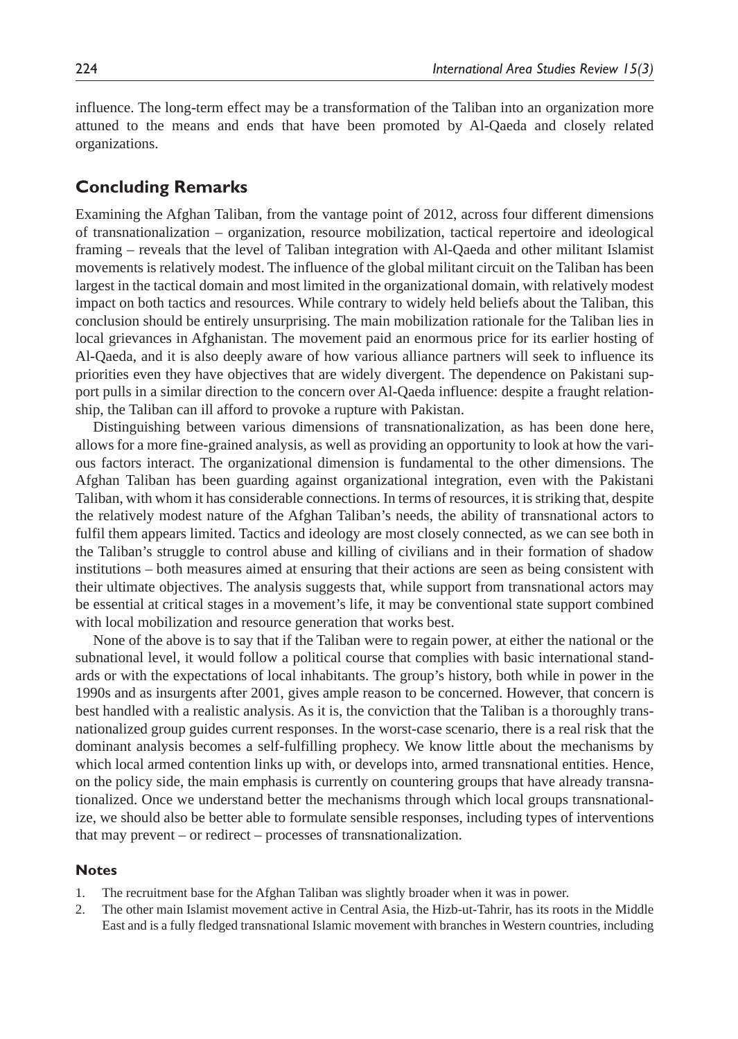influence. The long-term effect may be a transformation of the Taliban into an organization more attuned to the means and ends that have been promoted by Al-Qaeda and closely related organizations.

## Concluding Remarks

Examining the Afghan Taliban, from the vantage point of 2012, across four different dimensions of transnationalization – organization, resource mobilization, tactical repertoire and ideological framing – reveals that the level of Taliban integration with Al-Qaeda and other militant Islamist movements is relatively modest. The influence of the global militant circuit on the Taliban has been largest in the tactical domain and most limited in the organizational domain, with relatively modest impact on both tactics and resources. While contrary to widely held beliefs about the Taliban, this conclusion should be entirely unsurprising. The main mobilization rationale for the Taliban lies in local grievances in Afghanistan. The movement paid an enormous price for its earlier hosting of Al-Qaeda, and it is also deeply aware of how various alliance partners will seek to influence its priorities even they have objectives that are widely divergent. The dependence on Pakistani support pulls in a similar direction to the concern over Al-Qaeda influence: despite a fraught relationship, the Taliban can ill afford to provoke a rupture with Pakistan.

Distinguishing between various dimensions of transnationalization, as has been done here, allows for a more fine-grained analysis, as well as providing an opportunity to look at how the various factors interact. The organizational dimension is fundamental to the other dimensions. The Afghan Taliban has been guarding against organizational integration, even with the Pakistani Taliban, with whom it has considerable connections. In terms of resources, it is striking that, despite the relatively modest nature of the Afghan Taliban's needs, the ability of transnational actors to fulfil them appears limited. Tactics and ideology are most closely connected, as we can see both in the Taliban's struggle to control abuse and killing of civilians and in their formation of shadow institutions – both measures aimed at ensuring that their actions are seen as being consistent with their ultimate objectives. The analysis suggests that, while support from transnational actors may be essential at critical stages in a movement's life, it may be conventional state support combined with local mobilization and resource generation that works best.

None of the above is to say that if the Taliban were to regain power, at either the national or the subnational level, it would follow a political course that complies with basic international standards or with the expectations of local inhabitants. The group's history, both while in power in the 1990s and as insurgents after 2001, gives ample reason to be concerned. However, that concern is best handled with a realistic analysis. As it is, the conviction that the Taliban is a thoroughly transnationalized group guides current responses. In the worst-case scenario, there is a real risk that the dominant analysis becomes a self-fulfilling prophecy. We know little about the mechanisms by which local armed contention links up with, or develops into, armed transnational entities. Hence, on the policy side, the main emphasis is currently on countering groups that have already transnationalized. Once we understand better the mechanisms through which local groups transnationalize, we should also be better able to formulate sensible responses, including types of interventions that may prevent – or redirect – processes of transnationalization.

### Notes

1. The recruitment base for the Afghan Taliban was slightly broader when it was in power.
2. The other main Islamist movement active in Central Asia, the Hizb-ut-Tahrir, has its roots in the Middle East and is a fully fledged transnational Islamic movement with branches in Western countries, including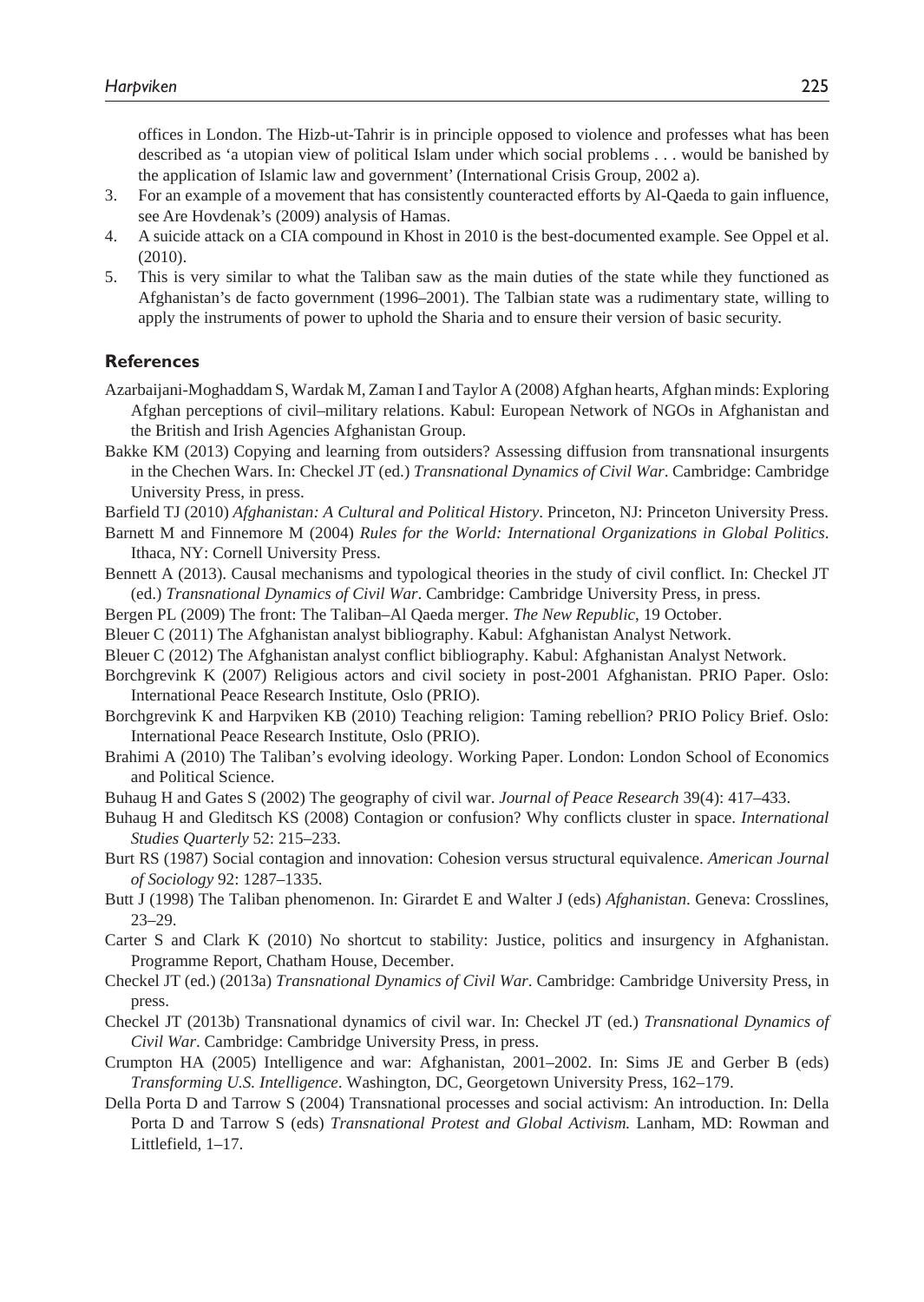offices in London. The Hizb-ut-Tahrir is in principle opposed to violence and professes what has been described as 'a utopian view of political Islam under which social problems . . . would be banished by the application of Islamic law and government' (International Crisis Group, 2002 a).

3. For an example of a movement that has consistently counteracted efforts by Al-Qaeda to gain influence, see Are Hovdenak's (2009) analysis of Hamas.
4. A suicide attack on a CIA compound in Khost in 2010 is the best-documented example. See Oppel et al. (2010).
5. This is very similar to what the Taliban saw as the main duties of the state while they functioned as Afghanistan's de facto government (1996–2001). The Talbian state was a rudimentary state, willing to apply the instruments of power to uphold the Sharia and to ensure their version of basic security.

## References

Azarbaijani-Moghaddam S, Wardak M, Zaman I and Taylor A (2008) Afghan hearts, Afghan minds: Exploring Afghan perceptions of civil–military relations. Kabul: European Network of NGOs in Afghanistan and the British and Irish Agencies Afghanistan Group.

Bakke KM (2013) Copying and learning from outsiders? Assessing diffusion from transnational insurgents in the Chechen Wars. In: Checkel JT (ed.) *Transnational Dynamics of Civil War*. Cambridge: Cambridge University Press, in press.

Barfield TJ (2010) *Afghanistan: A Cultural and Political History*. Princeton, NJ: Princeton University Press.

Barnett M and Finnemore M (2004) *Rules for the World: International Organizations in Global Politics*. Ithaca, NY: Cornell University Press.

Bennett A (2013). Causal mechanisms and typological theories in the study of civil conflict. In: Checkel JT (ed.) *Transnational Dynamics of Civil War*. Cambridge: Cambridge University Press, in press.

Bergen PL (2009) The front: The Taliban–Al Qaeda merger. *The New Republic*, 19 October.

Bleuer C (2011) The Afghanistan analyst bibliography. Kabul: Afghanistan Analyst Network.

Bleuer C (2012) The Afghanistan analyst conflict bibliography. Kabul: Afghanistan Analyst Network.

Borchgrevink K (2007) Religious actors and civil society in post-2001 Afghanistan. PRIO Paper. Oslo: International Peace Research Institute, Oslo (PRIO).

Borchgrevink K and Harpviken KB (2010) Teaching religion: Taming rebellion? PRIO Policy Brief. Oslo: International Peace Research Institute, Oslo (PRIO).

Brahimi A (2010) The Taliban's evolving ideology. Working Paper. London: London School of Economics and Political Science.

Buhaug H and Gates S (2002) The geography of civil war. *Journal of Peace Research* 39(4): 417–433.

Buhaug H and Gleditsch KS (2008) Contagion or confusion? Why conflicts cluster in space. *International Studies Quarterly* 52: 215–233.

Burt RS (1987) Social contagion and innovation: Cohesion versus structural equivalence. *American Journal of Sociology* 92: 1287–1335.

Butt J (1998) The Taliban phenomenon. In: Girardet E and Walter J (eds) *Afghanistan*. Geneva: Crosslines, 23–29.

Carter S and Clark K (2010) No shortcut to stability: Justice, politics and insurgency in Afghanistan. Programme Report, Chatham House, December.

Checkel JT (ed.) (2013a) *Transnational Dynamics of Civil War*. Cambridge: Cambridge University Press, in press.

Checkel JT (2013b) Transnational dynamics of civil war. In: Checkel JT (ed.) *Transnational Dynamics of Civil War*. Cambridge: Cambridge University Press, in press.

Crumpton HA (2005) Intelligence and war: Afghanistan, 2001–2002. In: Sims JE and Gerber B (eds) *Transforming U.S. Intelligence*. Washington, DC, Georgetown University Press, 162–179.

Della Porta D and Tarrow S (2004) Transnational processes and social activism: An introduction. In: Della Porta D and Tarrow S (eds) *Transnational Protest and Global Activism.* Lanham, MD: Rowman and Littlefield, 1–17.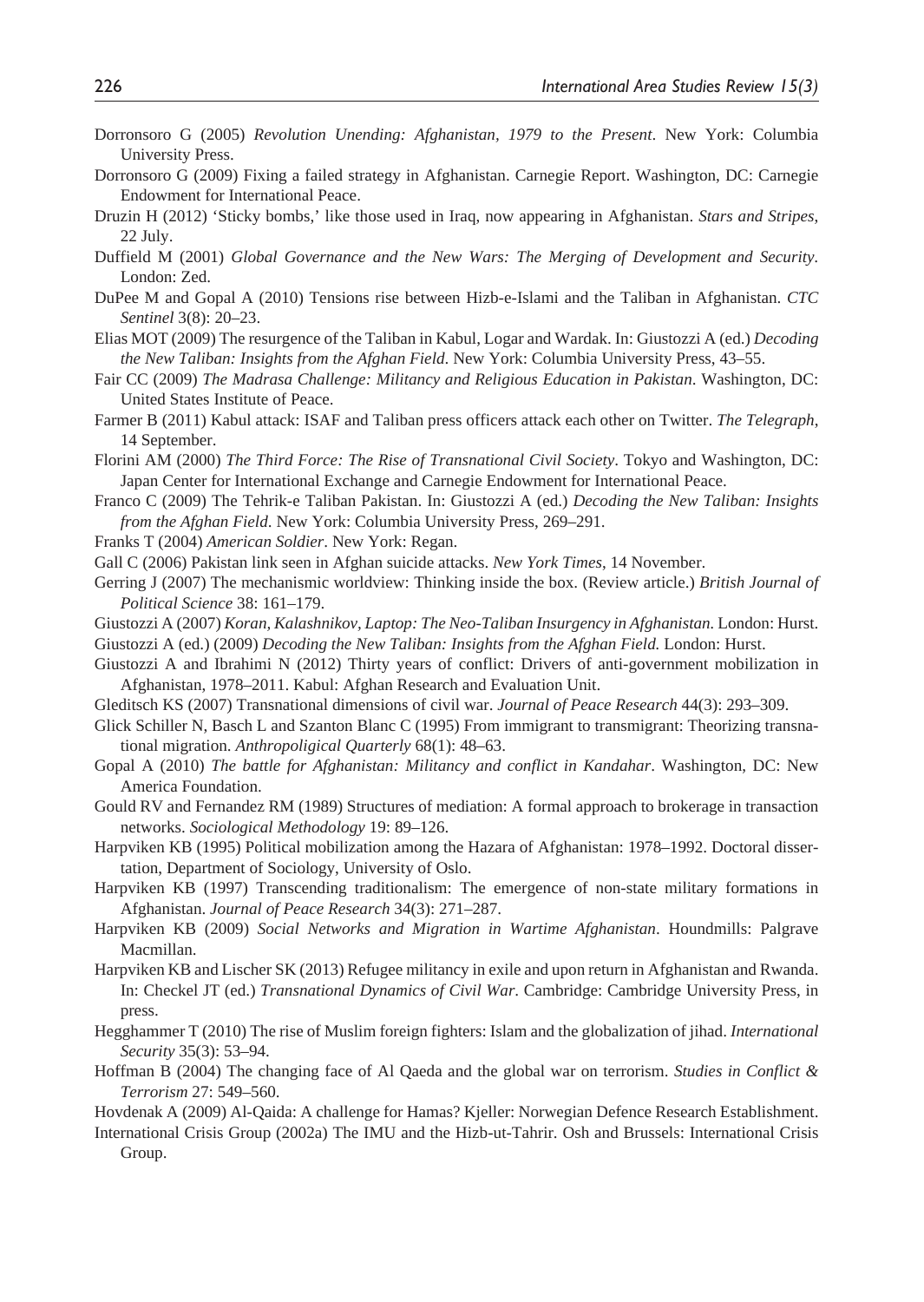Dorronsoro G (2005) *Revolution Unending: Afghanistan, 1979 to the Present*. New York: Columbia University Press.

Dorronsoro G (2009) Fixing a failed strategy in Afghanistan. Carnegie Report. Washington, DC: Carnegie Endowment for International Peace.

Druzin H (2012) 'Sticky bombs,' like those used in Iraq, now appearing in Afghanistan. *Stars and Stripes*, 22 July.

Duffield M (2001) *Global Governance and the New Wars: The Merging of Development and Security*. London: Zed.

DuPee M and Gopal A (2010) Tensions rise between Hizb-e-Islami and the Taliban in Afghanistan. *CTC Sentinel* 3(8): 20–23.

Elias MOT (2009) The resurgence of the Taliban in Kabul, Logar and Wardak. In: Giustozzi A (ed.) *Decoding the New Taliban: Insights from the Afghan Field*. New York: Columbia University Press, 43–55.

Fair CC (2009) *The Madrasa Challenge: Militancy and Religious Education in Pakistan*. Washington, DC: United States Institute of Peace.

Farmer B (2011) Kabul attack: ISAF and Taliban press officers attack each other on Twitter. *The Telegraph*, 14 September.

Florini AM (2000) *The Third Force: The Rise of Transnational Civil Society*. Tokyo and Washington, DC: Japan Center for International Exchange and Carnegie Endowment for International Peace.

Franco C (2009) The Tehrik-e Taliban Pakistan. In: Giustozzi A (ed.) *Decoding the New Taliban: Insights from the Afghan Field*. New York: Columbia University Press, 269–291.

Franks T (2004) *American Soldier*. New York: Regan.

Gall C (2006) Pakistan link seen in Afghan suicide attacks. *New York Times*, 14 November.

Gerring J (2007) The mechanismic worldview: Thinking inside the box. (Review article.) *British Journal of Political Science* 38: 161–179.

Giustozzi A (2007) *Koran, Kalashnikov, Laptop: The Neo-Taliban Insurgency in Afghanistan*. London: Hurst.

Giustozzi A (ed.) (2009) *Decoding the New Taliban: Insights from the Afghan Field.* London: Hurst.

Giustozzi A and Ibrahimi N (2012) Thirty years of conflict: Drivers of anti-government mobilization in Afghanistan, 1978–2011. Kabul: Afghan Research and Evaluation Unit.

Gleditsch KS (2007) Transnational dimensions of civil war. *Journal of Peace Research* 44(3): 293–309.

Glick Schiller N, Basch L and Szanton Blanc C (1995) From immigrant to transmigrant: Theorizing transnational migration. *Anthropoligical Quarterly* 68(1): 48–63.

Gopal A (2010) *The battle for Afghanistan: Militancy and conflict in Kandahar*. Washington, DC: New America Foundation.

Gould RV and Fernandez RM (1989) Structures of mediation: A formal approach to brokerage in transaction networks. *Sociological Methodology* 19: 89–126.

Harpviken KB (1995) Political mobilization among the Hazara of Afghanistan: 1978–1992. Doctoral dissertation, Department of Sociology, University of Oslo.

Harpviken KB (1997) Transcending traditionalism: The emergence of non-state military formations in Afghanistan. *Journal of Peace Research* 34(3): 271–287.

Harpviken KB (2009) *Social Networks and Migration in Wartime Afghanistan*. Houndmills: Palgrave Macmillan.

Harpviken KB and Lischer SK (2013) Refugee militancy in exile and upon return in Afghanistan and Rwanda. In: Checkel JT (ed.) *Transnational Dynamics of Civil War*. Cambridge: Cambridge University Press, in press.

Hegghammer T (2010) The rise of Muslim foreign fighters: Islam and the globalization of jihad. *International Security* 35(3): 53–94.

Hoffman B (2004) The changing face of Al Qaeda and the global war on terrorism. *Studies in Conflict & Terrorism* 27: 549–560.

Hovdenak A (2009) Al-Qaida: A challenge for Hamas? Kjeller: Norwegian Defence Research Establishment.

International Crisis Group (2002a) The IMU and the Hizb-ut-Tahrir. Osh and Brussels: International Crisis Group.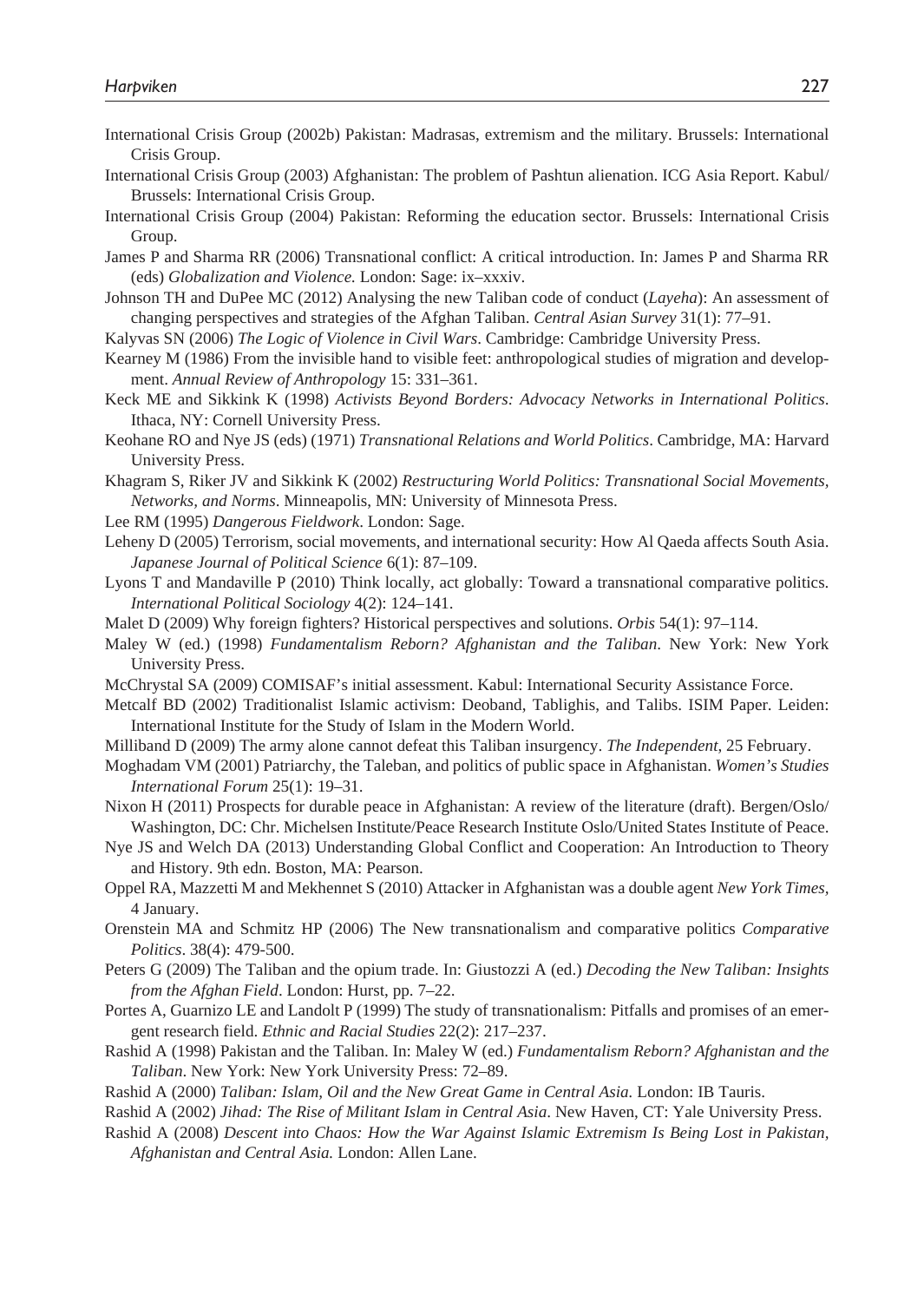International Crisis Group (2002b) Pakistan: Madrasas, extremism and the military. Brussels: International Crisis Group.

International Crisis Group (2003) Afghanistan: The problem of Pashtun alienation. ICG Asia Report. Kabul/Brussels: International Crisis Group.

International Crisis Group (2004) Pakistan: Reforming the education sector. Brussels: International Crisis Group.

James P and Sharma RR (2006) Transnational conflict: A critical introduction. In: James P and Sharma RR (eds) *Globalization and Violence.* London: Sage: ix–xxxiv.

Johnson TH and DuPee MC (2012) Analysing the new Taliban code of conduct (*Layeha*): An assessment of changing perspectives and strategies of the Afghan Taliban. *Central Asian Survey* 31(1): 77–91.

Kalyvas SN (2006) *The Logic of Violence in Civil Wars*. Cambridge: Cambridge University Press.

Kearney M (1986) From the invisible hand to visible feet: anthropological studies of migration and development. *Annual Review of Anthropology* 15: 331–361.

Keck ME and Sikkink K (1998) *Activists Beyond Borders: Advocacy Networks in International Politics*. Ithaca, NY: Cornell University Press.

Keohane RO and Nye JS (eds) (1971) *Transnational Relations and World Politics*. Cambridge, MA: Harvard University Press.

Khagram S, Riker JV and Sikkink K (2002) *Restructuring World Politics: Transnational Social Movements, Networks, and Norms*. Minneapolis, MN: University of Minnesota Press.

Lee RM (1995) *Dangerous Fieldwork*. London: Sage.

Leheny D (2005) Terrorism, social movements, and international security: How Al Qaeda affects South Asia. *Japanese Journal of Political Science* 6(1): 87–109.

Lyons T and Mandaville P (2010) Think locally, act globally: Toward a transnational comparative politics. *International Political Sociology* 4(2): 124–141.

Malet D (2009) Why foreign fighters? Historical perspectives and solutions. *Orbis* 54(1): 97–114.

Maley W (ed.) (1998) *Fundamentalism Reborn? Afghanistan and the Taliban*. New York: New York University Press.

McChrystal SA (2009) COMISAF's initial assessment. Kabul: International Security Assistance Force.

Metcalf BD (2002) Traditionalist Islamic activism: Deoband, Tablighis, and Talibs. ISIM Paper. Leiden: International Institute for the Study of Islam in the Modern World.

Milliband D (2009) The army alone cannot defeat this Taliban insurgency. *The Independent*, 25 February.

Moghadam VM (2001) Patriarchy, the Taleban, and politics of public space in Afghanistan. *Women's Studies International Forum* 25(1): 19–31.

Nixon H (2011) Prospects for durable peace in Afghanistan: A review of the literature (draft). Bergen/Oslo/Washington, DC: Chr. Michelsen Institute/Peace Research Institute Oslo/United States Institute of Peace.

Nye JS and Welch DA (2013) Understanding Global Conflict and Cooperation: An Introduction to Theory and History. 9th edn. Boston, MA: Pearson.

Oppel RA, Mazzetti M and Mekhennet S (2010) Attacker in Afghanistan was a double agent *New York Times*, 4 January.

Orenstein MA and Schmitz HP (2006) The New transnationalism and comparative politics *Comparative Politics*. 38(4): 479-500.

Peters G (2009) The Taliban and the opium trade. In: Giustozzi A (ed.) *Decoding the New Taliban: Insights from the Afghan Field*. London: Hurst, pp. 7–22.

Portes A, Guarnizo LE and Landolt P (1999) The study of transnationalism: Pitfalls and promises of an emergent research field. *Ethnic and Racial Studies* 22(2): 217–237.

Rashid A (1998) Pakistan and the Taliban. In: Maley W (ed.) *Fundamentalism Reborn? Afghanistan and the Taliban*. New York: New York University Press: 72–89.

Rashid A (2000) *Taliban: Islam, Oil and the New Great Game in Central Asia.* London: IB Tauris.

Rashid A (2002) *Jihad: The Rise of Militant Islam in Central Asia.* New Haven, CT: Yale University Press.

Rashid A (2008) *Descent into Chaos: How the War Against Islamic Extremism Is Being Lost in Pakistan, Afghanistan and Central Asia.* London: Allen Lane.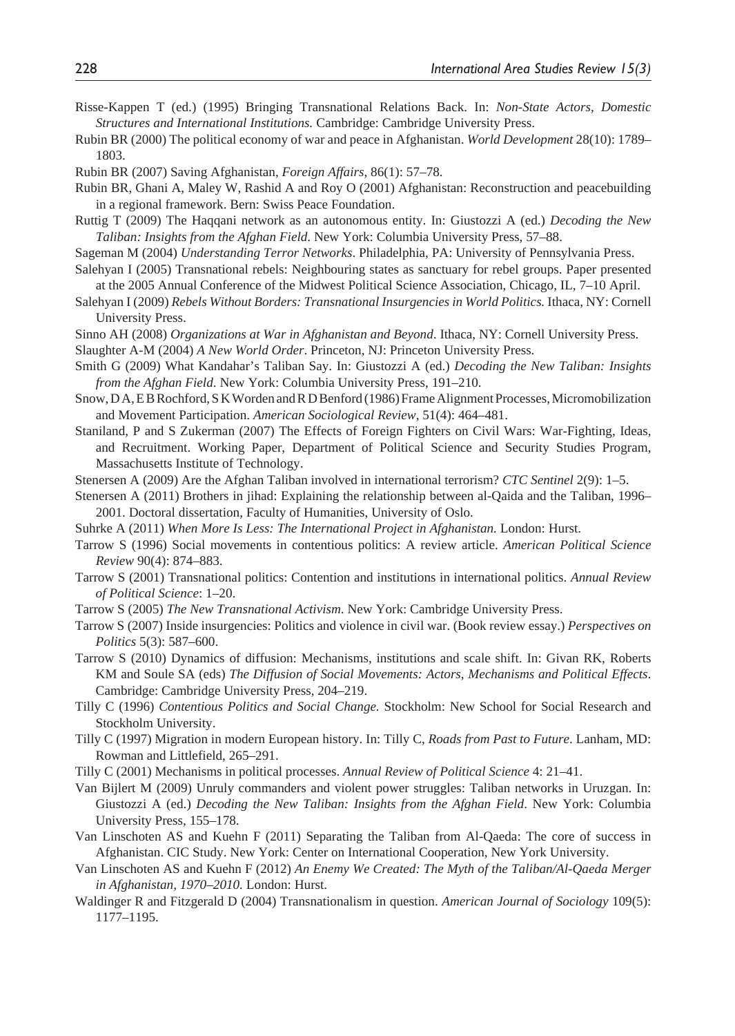Risse-Kappen T (ed.) (1995) Bringing Transnational Relations Back. In: *Non-State Actors, Domestic Structures and International Institutions.* Cambridge: Cambridge University Press.

Rubin BR (2000) The political economy of war and peace in Afghanistan. *World Development* 28(10): 1789–1803.

Rubin BR (2007) Saving Afghanistan, *Foreign Affairs*, 86(1): 57–78.

Rubin BR, Ghani A, Maley W, Rashid A and Roy O (2001) Afghanistan: Reconstruction and peacebuilding in a regional framework. Bern: Swiss Peace Foundation.

Ruttig T (2009) The Haqqani network as an autonomous entity. In: Giustozzi A (ed.) *Decoding the New Taliban: Insights from the Afghan Field*. New York: Columbia University Press, 57–88.

Sageman M (2004) *Understanding Terror Networks*. Philadelphia, PA: University of Pennsylvania Press.

Salehyan I (2005) Transnational rebels: Neighbouring states as sanctuary for rebel groups. Paper presented at the 2005 Annual Conference of the Midwest Political Science Association, Chicago, IL, 7–10 April.

Salehyan I (2009) *Rebels Without Borders: Transnational Insurgencies in World Politics.* Ithaca, NY: Cornell University Press.

Sinno AH (2008) *Organizations at War in Afghanistan and Beyond*. Ithaca, NY: Cornell University Press.

Slaughter A-M (2004) *A New World Order*. Princeton, NJ: Princeton University Press.

Smith G (2009) What Kandahar's Taliban Say. In: Giustozzi A (ed.) *Decoding the New Taliban: Insights from the Afghan Field*. New York: Columbia University Press, 191–210.

Snow, D A, E B Rochford, S K Worden and R D Benford (1986) Frame Alignment Processes, Micromobilization and Movement Participation. *American Sociological Review*, 51(4): 464–481.

Staniland, P and S Zukerman (2007) The Effects of Foreign Fighters on Civil Wars: War-Fighting, Ideas, and Recruitment. Working Paper, Department of Political Science and Security Studies Program, Massachusetts Institute of Technology.

Stenersen A (2009) Are the Afghan Taliban involved in international terrorism? *CTC Sentinel* 2(9): 1–5.

Stenersen A (2011) Brothers in jihad: Explaining the relationship between al-Qaida and the Taliban, 1996–2001. Doctoral dissertation, Faculty of Humanities, University of Oslo.

Suhrke A (2011) *When More Is Less: The International Project in Afghanistan.* London: Hurst.

Tarrow S (1996) Social movements in contentious politics: A review article. *American Political Science Review* 90(4): 874–883.

Tarrow S (2001) Transnational politics: Contention and institutions in international politics. *Annual Review of Political Science*: 1–20.

Tarrow S (2005) *The New Transnational Activism*. New York: Cambridge University Press.

Tarrow S (2007) Inside insurgencies: Politics and violence in civil war. (Book review essay.) *Perspectives on Politics* 5(3): 587–600.

Tarrow S (2010) Dynamics of diffusion: Mechanisms, institutions and scale shift. In: Givan RK, Roberts KM and Soule SA (eds) *The Diffusion of Social Movements: Actors, Mechanisms and Political Effects*. Cambridge: Cambridge University Press, 204–219.

Tilly C (1996) *Contentious Politics and Social Change.* Stockholm: New School for Social Research and Stockholm University.

Tilly C (1997) Migration in modern European history. In: Tilly C, *Roads from Past to Future*. Lanham, MD: Rowman and Littlefield, 265–291.

Tilly C (2001) Mechanisms in political processes. *Annual Review of Political Science* 4: 21–41.

Van Bijlert M (2009) Unruly commanders and violent power struggles: Taliban networks in Uruzgan. In: Giustozzi A (ed.) *Decoding the New Taliban: Insights from the Afghan Field*. New York: Columbia University Press, 155–178.

Van Linschoten AS and Kuehn F (2011) Separating the Taliban from Al-Qaeda: The core of success in Afghanistan. CIC Study. New York: Center on International Cooperation, New York University.

Van Linschoten AS and Kuehn F (2012) *An Enemy We Created: The Myth of the Taliban/Al-Qaeda Merger in Afghanistan, 1970–2010.* London: Hurst.

Waldinger R and Fitzgerald D (2004) Transnationalism in question. *American Journal of Sociology* 109(5): 1177–1195.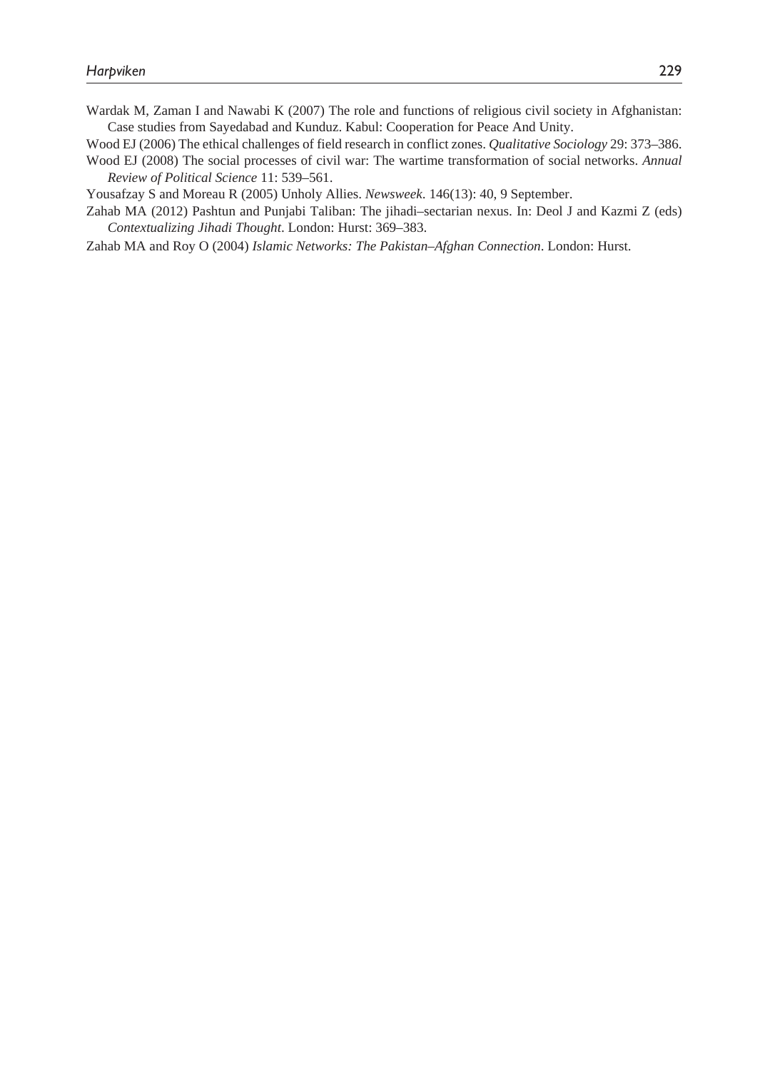Wardak M, Zaman I and Nawabi K (2007) The role and functions of religious civil society in Afghanistan: Case studies from Sayedabad and Kunduz. Kabul: Cooperation for Peace And Unity.

Wood EJ (2006) The ethical challenges of field research in conflict zones. *Qualitative Sociology* 29: 373–386.

Wood EJ (2008) The social processes of civil war: The wartime transformation of social networks. *Annual Review of Political Science* 11: 539–561.

Yousafzay S and Moreau R (2005) Unholy Allies. *Newsweek*. 146(13): 40, 9 September.

Zahab MA (2012) Pashtun and Punjabi Taliban: The jihadi–sectarian nexus. In: Deol J and Kazmi Z (eds) *Contextualizing Jihadi Thought*. London: Hurst: 369–383.

Zahab MA and Roy O (2004) *Islamic Networks: The Pakistan–Afghan Connection*. London: Hurst.